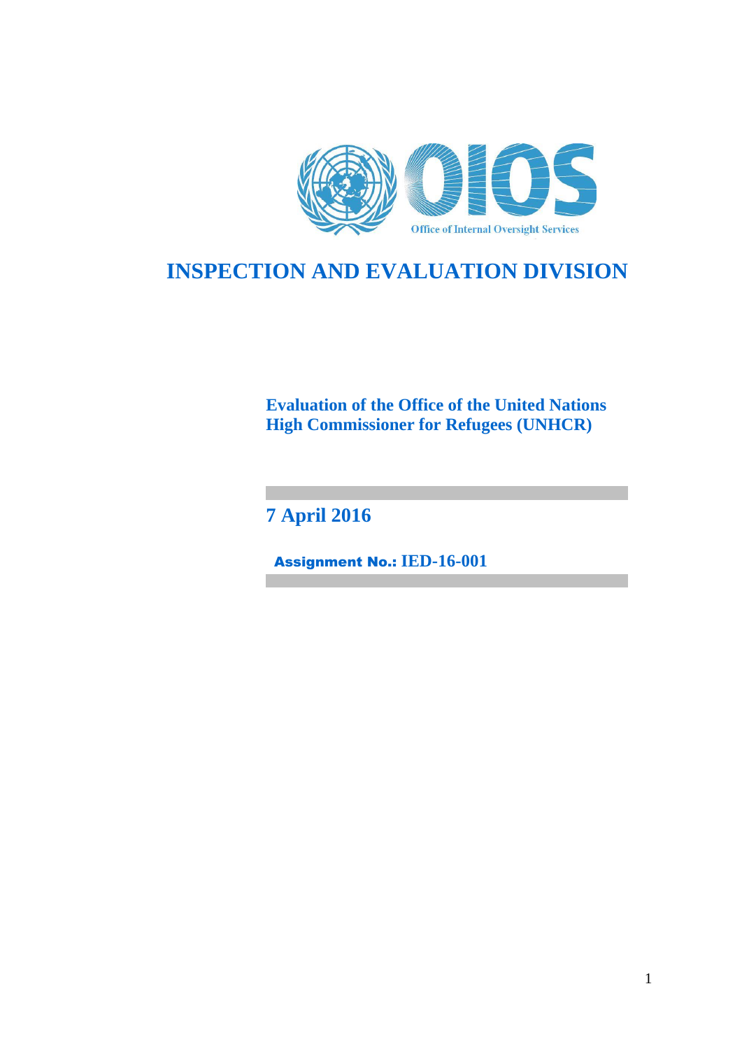Office of Internal Oversight Services

# INSPECTION AND EVALUATION DIVISION

## Evaluation of the Office of the United Nations High Commissioner for Refugees (UNHCR)

**7 April 2016**

**Assignment No.: IED-16-001**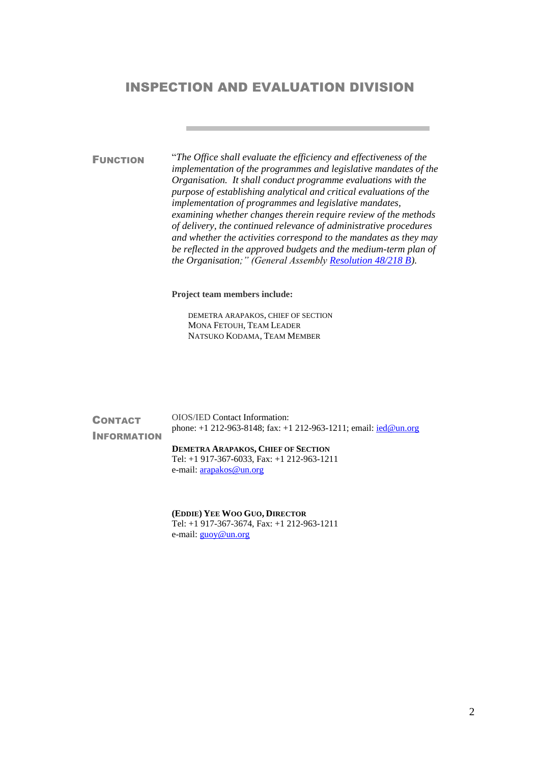# INSPECTION AND EVALUATION DIVISION

**FUNCTION**

"*The Office shall evaluate the efficiency and effectiveness of the implementation of the programmes and legislative mandates of the Organisation. It shall conduct programme evaluations with the purpose of establishing analytical and critical evaluations of the implementation of programmes and legislative mandates, examining whether changes therein require review of the methods of delivery, the continued relevance of administrative procedures and whether the activities correspond to the mandates as they may be reflected in the approved budgets and the medium-term plan of the Organisation;" (General Assembly Resolution 48/218 B).*

**Project team members include:**

DEMETRA ARAPAKOS, CHIEF OF SECTION
MONA FETOUH, TEAM LEADER
NATSUKO KODAMA, TEAM MEMBER

**CONTACT INFORMATION**

OIOS/IED Contact Information:
phone: +1 212-963-8148; fax: +1 212-963-1211; email: ied@un.org

**DEMETRA ARAPAKOS, CHIEF OF SECTION**
Tel: +1 917-367-6033, Fax: +1 212-963-1211
e-mail: arapakos@un.org

**(EDDIE) YEE WOO GUO, DIRECTOR**
Tel: +1 917-367-3674, Fax: +1 212-963-1211
e-mail: guoy@un.org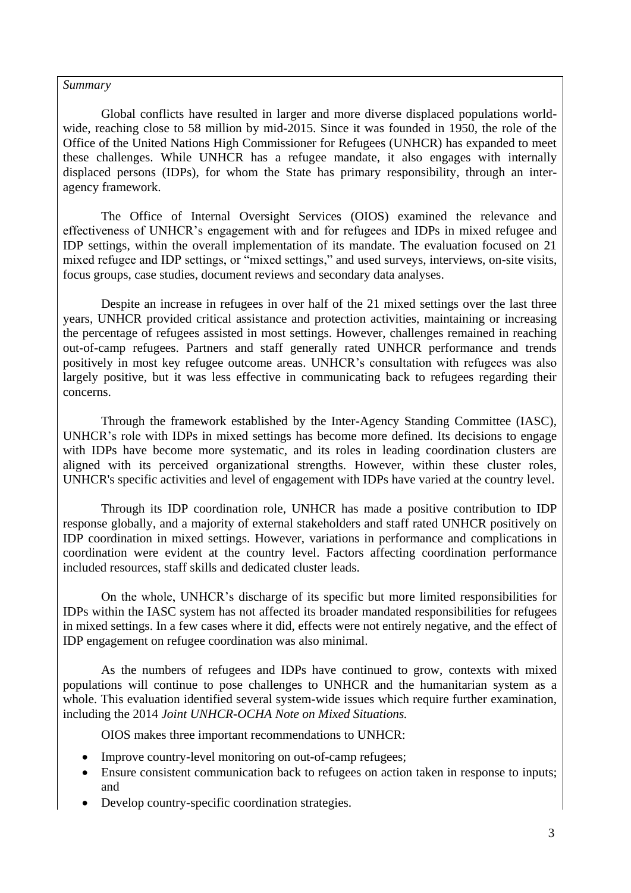*Summary*

Global conflicts have resulted in larger and more diverse displaced populations world-wide, reaching close to 58 million by mid-2015. Since it was founded in 1950, the role of the Office of the United Nations High Commissioner for Refugees (UNHCR) has expanded to meet these challenges. While UNHCR has a refugee mandate, it also engages with internally displaced persons (IDPs), for whom the State has primary responsibility, through an inter-agency framework.

The Office of Internal Oversight Services (OIOS) examined the relevance and effectiveness of UNHCR's engagement with and for refugees and IDPs in mixed refugee and IDP settings, within the overall implementation of its mandate. The evaluation focused on 21 mixed refugee and IDP settings, or "mixed settings," and used surveys, interviews, on-site visits, focus groups, case studies, document reviews and secondary data analyses.

Despite an increase in refugees in over half of the 21 mixed settings over the last three years, UNHCR provided critical assistance and protection activities, maintaining or increasing the percentage of refugees assisted in most settings. However, challenges remained in reaching out-of-camp refugees. Partners and staff generally rated UNHCR performance and trends positively in most key refugee outcome areas. UNHCR's consultation with refugees was also largely positive, but it was less effective in communicating back to refugees regarding their concerns.

Through the framework established by the Inter-Agency Standing Committee (IASC), UNHCR's role with IDPs in mixed settings has become more defined. Its decisions to engage with IDPs have become more systematic, and its roles in leading coordination clusters are aligned with its perceived organizational strengths. However, within these cluster roles, UNHCR's specific activities and level of engagement with IDPs have varied at the country level.

Through its IDP coordination role, UNHCR has made a positive contribution to IDP response globally, and a majority of external stakeholders and staff rated UNHCR positively on IDP coordination in mixed settings. However, variations in performance and complications in coordination were evident at the country level. Factors affecting coordination performance included resources, staff skills and dedicated cluster leads.

On the whole, UNHCR's discharge of its specific but more limited responsibilities for IDPs within the IASC system has not affected its broader mandated responsibilities for refugees in mixed settings. In a few cases where it did, effects were not entirely negative, and the effect of IDP engagement on refugee coordination was also minimal.

As the numbers of refugees and IDPs have continued to grow, contexts with mixed populations will continue to pose challenges to UNHCR and the humanitarian system as a whole. This evaluation identified several system-wide issues which require further examination, including the 2014 *Joint UNHCR-OCHA Note on Mixed Situations.*

OIOS makes three important recommendations to UNHCR:

- Improve country-level monitoring on out-of-camp refugees;
- Ensure consistent communication back to refugees on action taken in response to inputs; and
- Develop country-specific coordination strategies.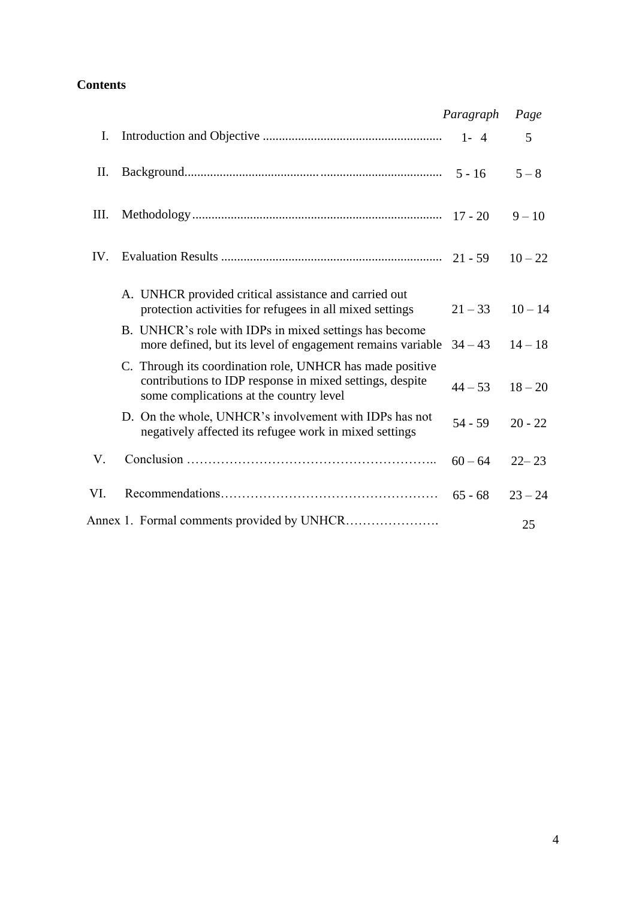**Contents**

| | | *Paragraph* | *Page* |
|---|---|---|---|
| I. | Introduction and Objective | 1- 4 | 5 |
| II. | Background | 5 - 16 | 5 – 8 |
| III. | Methodology | 17 - 20 | 9 – 10 |
| IV. | Evaluation Results | 21 - 59 | 10 – 22 |
| | A. UNHCR provided critical assistance and carried out protection activities for refugees in all mixed settings | 21 – 33 | 10 – 14 |
| | B. UNHCR's role with IDPs in mixed settings has become more defined, but its level of engagement remains variable | 34 – 43 | 14 – 18 |
| | C. Through its coordination role, UNHCR has made positive contributions to IDP response in mixed settings, despite some complications at the country level | 44 – 53 | 18 – 20 |
| | D. On the whole, UNHCR's involvement with IDPs has not negatively affected its refugee work in mixed settings | 54 - 59 | 20 - 22 |
| V. | Conclusion | 60 – 64 | 22– 23 |
| VI. | Recommendations | 65 - 68 | 23 – 24 |
| Annex 1. | Formal comments provided by UNHCR | | 25 |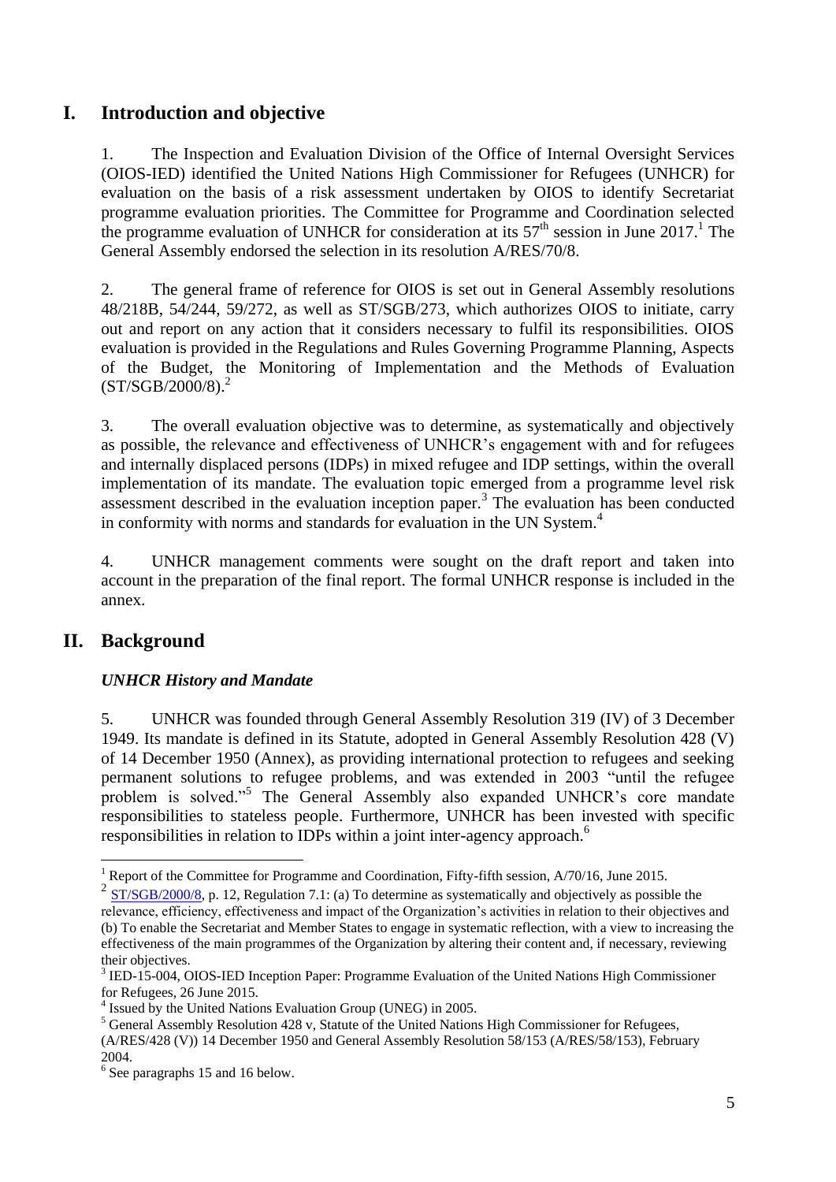# I. Introduction and objective

1. The Inspection and Evaluation Division of the Office of Internal Oversight Services (OIOS-IED) identified the United Nations High Commissioner for Refugees (UNHCR) for evaluation on the basis of a risk assessment undertaken by OIOS to identify Secretariat programme evaluation priorities. The Committee for Programme and Coordination selected the programme evaluation of UNHCR for consideration at its 57th session in June 2017.[1] The General Assembly endorsed the selection in its resolution A/RES/70/8.

2. The general frame of reference for OIOS is set out in General Assembly resolutions 48/218B, 54/244, 59/272, as well as ST/SGB/273, which authorizes OIOS to initiate, carry out and report on any action that it considers necessary to fulfil its responsibilities. OIOS evaluation is provided in the Regulations and Rules Governing Programme Planning, Aspects of the Budget, the Monitoring of Implementation and the Methods of Evaluation (ST/SGB/2000/8).[2]

3. The overall evaluation objective was to determine, as systematically and objectively as possible, the relevance and effectiveness of UNHCR's engagement with and for refugees and internally displaced persons (IDPs) in mixed refugee and IDP settings, within the overall implementation of its mandate. The evaluation topic emerged from a programme level risk assessment described in the evaluation inception paper.[3] The evaluation has been conducted in conformity with norms and standards for evaluation in the UN System.[4]

4. UNHCR management comments were sought on the draft report and taken into account in the preparation of the final report. The formal UNHCR response is included in the annex.

# II. Background

### *UNHCR History and Mandate*

5. UNHCR was founded through General Assembly Resolution 319 (IV) of 3 December 1949. Its mandate is defined in its Statute, adopted in General Assembly Resolution 428 (V) of 14 December 1950 (Annex), as providing international protection to refugees and seeking permanent solutions to refugee problems, and was extended in 2003 "until the refugee problem is solved."[5] The General Assembly also expanded UNHCR's core mandate responsibilities to stateless people. Furthermore, UNHCR has been invested with specific responsibilities in relation to IDPs within a joint inter-agency approach.[6]

---

[1] Report of the Committee for Programme and Coordination, Fifty-fifth session, A/70/16, June 2015.

[2] ST/SGB/2000/8, p. 12, Regulation 7.1: (a) To determine as systematically and objectively as possible the relevance, efficiency, effectiveness and impact of the Organization's activities in relation to their objectives and (b) To enable the Secretariat and Member States to engage in systematic reflection, with a view to increasing the effectiveness of the main programmes of the Organization by altering their content and, if necessary, reviewing their objectives.

[3] IED-15-004, OIOS-IED Inception Paper: Programme Evaluation of the United Nations High Commissioner for Refugees, 26 June 2015.

[4] Issued by the United Nations Evaluation Group (UNEG) in 2005.

[5] General Assembly Resolution 428 v, Statute of the United Nations High Commissioner for Refugees, (A/RES/428 (V)) 14 December 1950 and General Assembly Resolution 58/153 (A/RES/58/153), February 2004.

[6] See paragraphs 15 and 16 below.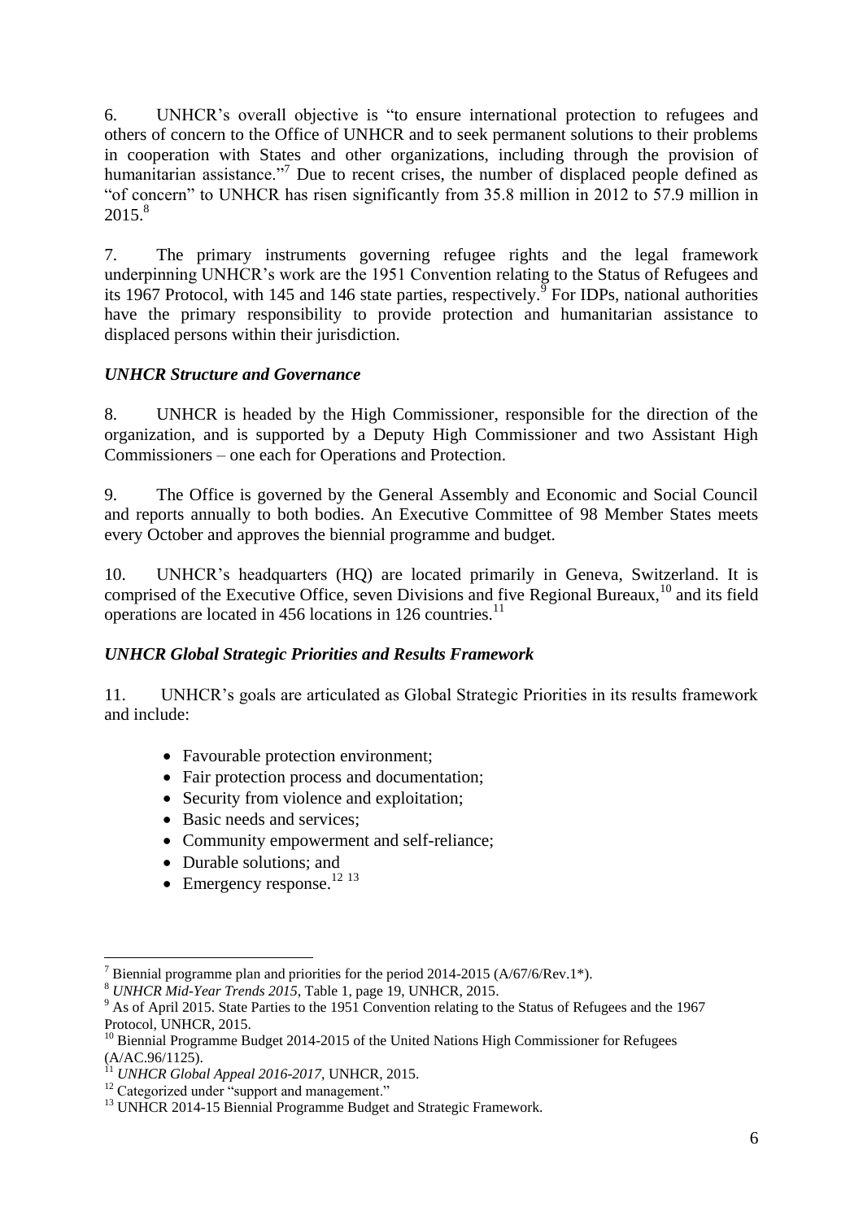6. UNHCR's overall objective is "to ensure international protection to refugees and others of concern to the Office of UNHCR and to seek permanent solutions to their problems in cooperation with States and other organizations, including through the provision of humanitarian assistance."[7] Due to recent crises, the number of displaced people defined as "of concern" to UNHCR has risen significantly from 35.8 million in 2012 to 57.9 million in 2015.[8]

7. The primary instruments governing refugee rights and the legal framework underpinning UNHCR's work are the 1951 Convention relating to the Status of Refugees and its 1967 Protocol, with 145 and 146 state parties, respectively.[9] For IDPs, national authorities have the primary responsibility to provide protection and humanitarian assistance to displaced persons within their jurisdiction.

### *UNHCR Structure and Governance*

8. UNHCR is headed by the High Commissioner, responsible for the direction of the organization, and is supported by a Deputy High Commissioner and two Assistant High Commissioners – one each for Operations and Protection.

9. The Office is governed by the General Assembly and Economic and Social Council and reports annually to both bodies. An Executive Committee of 98 Member States meets every October and approves the biennial programme and budget.

10. UNHCR's headquarters (HQ) are located primarily in Geneva, Switzerland. It is comprised of the Executive Office, seven Divisions and five Regional Bureaux,[10] and its field operations are located in 456 locations in 126 countries.[11]

### *UNHCR Global Strategic Priorities and Results Framework*

11. UNHCR's goals are articulated as Global Strategic Priorities in its results framework and include:

- Favourable protection environment;
- Fair protection process and documentation;
- Security from violence and exploitation;
- Basic needs and services;
- Community empowerment and self-reliance;
- Durable solutions; and
- Emergency response.[12] [13]

---

[7] Biennial programme plan and priorities for the period 2014-2015 (A/67/6/Rev.1*).

[8] *UNHCR Mid-Year Trends 2015*, Table 1, page 19, UNHCR, 2015.

[9] As of April 2015. State Parties to the 1951 Convention relating to the Status of Refugees and the 1967 Protocol, UNHCR, 2015.

[10] Biennial Programme Budget 2014-2015 of the United Nations High Commissioner for Refugees (A/AC.96/1125).

[11] *UNHCR Global Appeal 2016-2017*, UNHCR, 2015.

[12] Categorized under "support and management."

[13] UNHCR 2014-15 Biennial Programme Budget and Strategic Framework.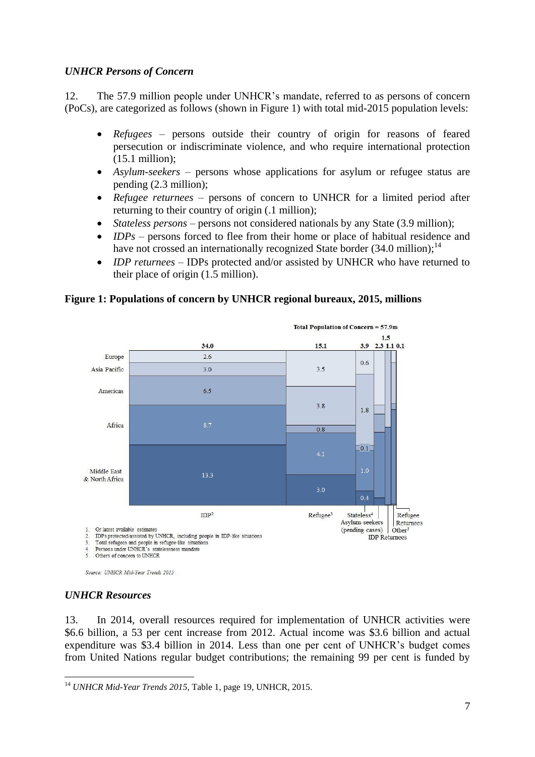*UNHCR Persons of Concern*

12. The 57.9 million people under UNHCR's mandate, referred to as persons of concern (PoCs), are categorized as follows (shown in Figure 1) with total mid-2015 population levels:

- *Refugees* – persons outside their country of origin for reasons of feared persecution or indiscriminate violence, and who require international protection (15.1 million);
- *Asylum-seekers* – persons whose applications for asylum or refugee status are pending (2.3 million);
- *Refugee returnees* – persons of concern to UNHCR for a limited period after returning to their country of origin (.1 million);
- *Stateless persons* – persons not considered nationals by any State (3.9 million);
- *IDPs* – persons forced to flee from their home or place of habitual residence and have not crossed an internationally recognized State border (34.0 million);[14]
- *IDP returnees* – IDPs protected and/or assisted by UNHCR who have returned to their place of origin (1.5 million).

**Figure 1: Populations of concern by UNHCR regional bureaux, 2015, millions**

Total Population of Concern = 57.9m

| Region | IDP[2] (34.0) | Refugee[3] (15.1) | Stateless[4] (3.9) |
|---|---|---|---|
| Europe | 2.6 | 3.5 | 0.6 |
| Asia Pacific | 3.0 | 3.8 | 1.8 |
| Americas | 6.5 | 0.8 | 0.1 |
| Africa | 8.7 | 4.1 | 1.0 |
| Middle East & North Africa | 13.3 | 3.0 | 0.4 |

Asylum-seekers (pending cases): 2.3; IDP Returnees: 1.5; Other[5]: 1.1; Refugee Returnees: 0.1

1. Or latest available estimates
2. IDPs protected/assisted by UNHCR, including people in IDP-like situations
3. Total refugees and people in refugee-like situations
4. Persons under UNHCR's statelessness mandate
5. Others of concern to UNHCR

*Source: UNHCR Mid-Year Trends 2015*

*UNHCR Resources*

13. In 2014, overall resources required for implementation of UNHCR activities were \$6.6 billion, a 53 per cent increase from 2012. Actual income was \$3.6 billion and actual expenditure was \$3.4 billion in 2014. Less than one per cent of UNHCR's budget comes from United Nations regular budget contributions; the remaining 99 per cent is funded by

[14] *UNHCR Mid-Year Trends 2015*, Table 1, page 19, UNHCR, 2015.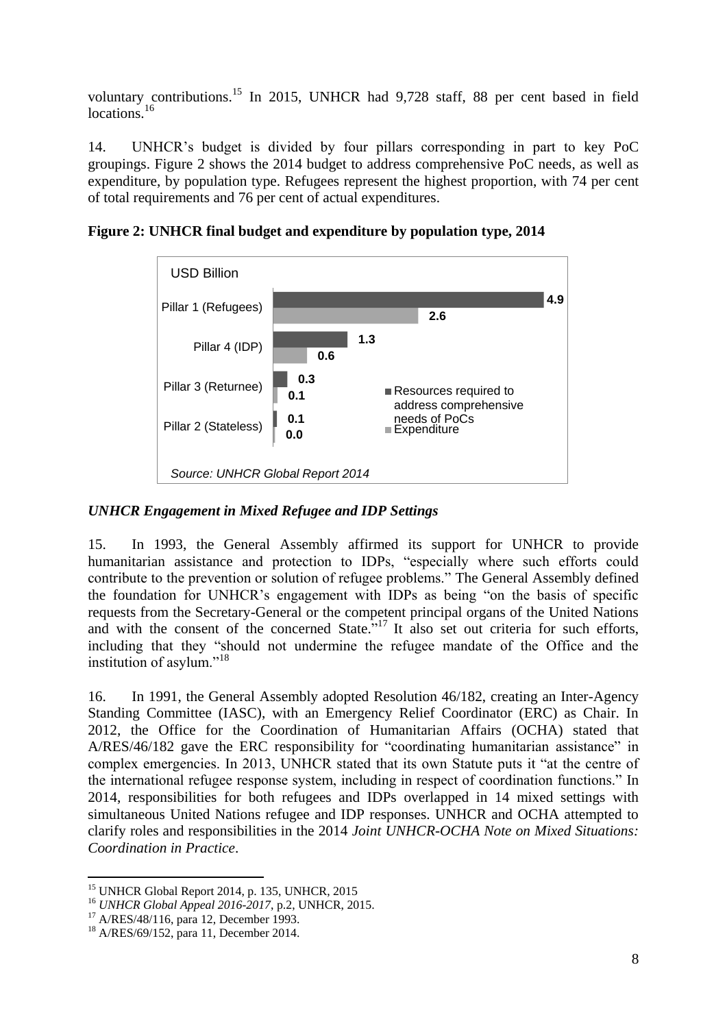voluntary contributions.[15] In 2015, UNHCR had 9,728 staff, 88 per cent based in field locations.[16]

14. UNHCR's budget is divided by four pillars corresponding in part to key PoC groupings. Figure 2 shows the 2014 budget to address comprehensive PoC needs, as well as expenditure, by population type. Refugees represent the highest proportion, with 74 per cent of total requirements and 76 per cent of actual expenditures.

**Figure 2: UNHCR final budget and expenditure by population type, 2014**

USD Billion

| | Resources required to address comprehensive needs of PoCs | Expenditure |
|---|---|---|
| Pillar 1 (Refugees) | 4.9 | 2.6 |
| Pillar 4 (IDP) | 1.3 | 0.6 |
| Pillar 3 (Returnee) | 0.3 | 0.1 |
| Pillar 2 (Stateless) | 0.1 | 0.0 |

*Source: UNHCR Global Report 2014*

### *UNHCR Engagement in Mixed Refugee and IDP Settings*

15. In 1993, the General Assembly affirmed its support for UNHCR to provide humanitarian assistance and protection to IDPs, "especially where such efforts could contribute to the prevention or solution of refugee problems." The General Assembly defined the foundation for UNHCR's engagement with IDPs as being "on the basis of specific requests from the Secretary-General or the competent principal organs of the United Nations and with the consent of the concerned State."[17] It also set out criteria for such efforts, including that they "should not undermine the refugee mandate of the Office and the institution of asylum."[18]

16. In 1991, the General Assembly adopted Resolution 46/182, creating an Inter-Agency Standing Committee (IASC), with an Emergency Relief Coordinator (ERC) as Chair. In 2012, the Office for the Coordination of Humanitarian Affairs (OCHA) stated that A/RES/46/182 gave the ERC responsibility for "coordinating humanitarian assistance" in complex emergencies. In 2013, UNHCR stated that its own Statute puts it "at the centre of the international refugee response system, including in respect of coordination functions." In 2014, responsibilities for both refugees and IDPs overlapped in 14 mixed settings with simultaneous United Nations refugee and IDP responses. UNHCR and OCHA attempted to clarify roles and responsibilities in the 2014 *Joint UNHCR-OCHA Note on Mixed Situations: Coordination in Practice*.

---

[15] UNHCR Global Report 2014, p. 135, UNHCR, 2015

[16] *UNHCR Global Appeal 2016-2017*, p.2, UNHCR, 2015.

[17] A/RES/48/116, para 12, December 1993.

[18] A/RES/69/152, para 11, December 2014.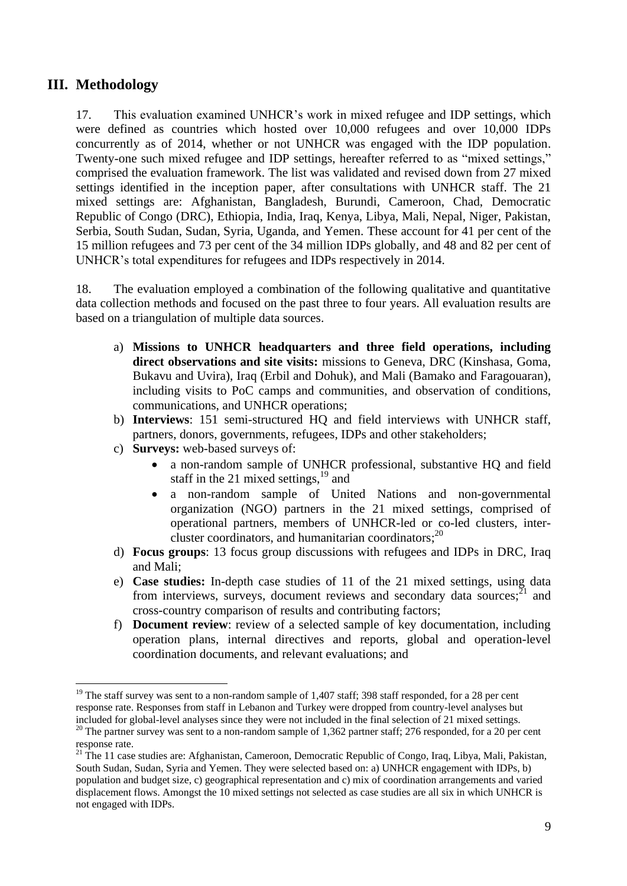## III. Methodology

17. This evaluation examined UNHCR's work in mixed refugee and IDP settings, which were defined as countries which hosted over 10,000 refugees and over 10,000 IDPs concurrently as of 2014, whether or not UNHCR was engaged with the IDP population. Twenty-one such mixed refugee and IDP settings, hereafter referred to as "mixed settings," comprised the evaluation framework. The list was validated and revised down from 27 mixed settings identified in the inception paper, after consultations with UNHCR staff. The 21 mixed settings are: Afghanistan, Bangladesh, Burundi, Cameroon, Chad, Democratic Republic of Congo (DRC), Ethiopia, India, Iraq, Kenya, Libya, Mali, Nepal, Niger, Pakistan, Serbia, South Sudan, Sudan, Syria, Uganda, and Yemen. These account for 41 per cent of the 15 million refugees and 73 per cent of the 34 million IDPs globally, and 48 and 82 per cent of UNHCR's total expenditures for refugees and IDPs respectively in 2014.

18. The evaluation employed a combination of the following qualitative and quantitative data collection methods and focused on the past three to four years. All evaluation results are based on a triangulation of multiple data sources.

a) **Missions to UNHCR headquarters and three field operations, including direct observations and site visits:** missions to Geneva, DRC (Kinshasa, Goma, Bukavu and Uvira), Iraq (Erbil and Dohuk), and Mali (Bamako and Faragouaran), including visits to PoC camps and communities, and observation of conditions, communications, and UNHCR operations;

b) **Interviews**: 151 semi-structured HQ and field interviews with UNHCR staff, partners, donors, governments, refugees, IDPs and other stakeholders;

c) **Surveys:** web-based surveys of:
   - a non-random sample of UNHCR professional, substantive HQ and field staff in the 21 mixed settings,[19] and
   - a non-random sample of United Nations and non-governmental organization (NGO) partners in the 21 mixed settings, comprised of operational partners, members of UNHCR-led or co-led clusters, inter-cluster coordinators, and humanitarian coordinators;[20]

d) **Focus groups**: 13 focus group discussions with refugees and IDPs in DRC, Iraq and Mali;

e) **Case studies:** In-depth case studies of 11 of the 21 mixed settings, using data from interviews, surveys, document reviews and secondary data sources;[21] and cross-country comparison of results and contributing factors;

f) **Document review**: review of a selected sample of key documentation, including operation plans, internal directives and reports, global and operation-level coordination documents, and relevant evaluations; and

---

[19] The staff survey was sent to a non-random sample of 1,407 staff; 398 staff responded, for a 28 per cent response rate. Responses from staff in Lebanon and Turkey were dropped from country-level analyses but included for global-level analyses since they were not included in the final selection of 21 mixed settings.

[20] The partner survey was sent to a non-random sample of 1,362 partner staff; 276 responded, for a 20 per cent response rate.

[21] The 11 case studies are: Afghanistan, Cameroon, Democratic Republic of Congo, Iraq, Libya, Mali, Pakistan, South Sudan, Sudan, Syria and Yemen. They were selected based on: a) UNHCR engagement with IDPs, b) population and budget size, c) geographical representation and c) mix of coordination arrangements and varied displacement flows. Amongst the 10 mixed settings not selected as case studies are all six in which UNHCR is not engaged with IDPs.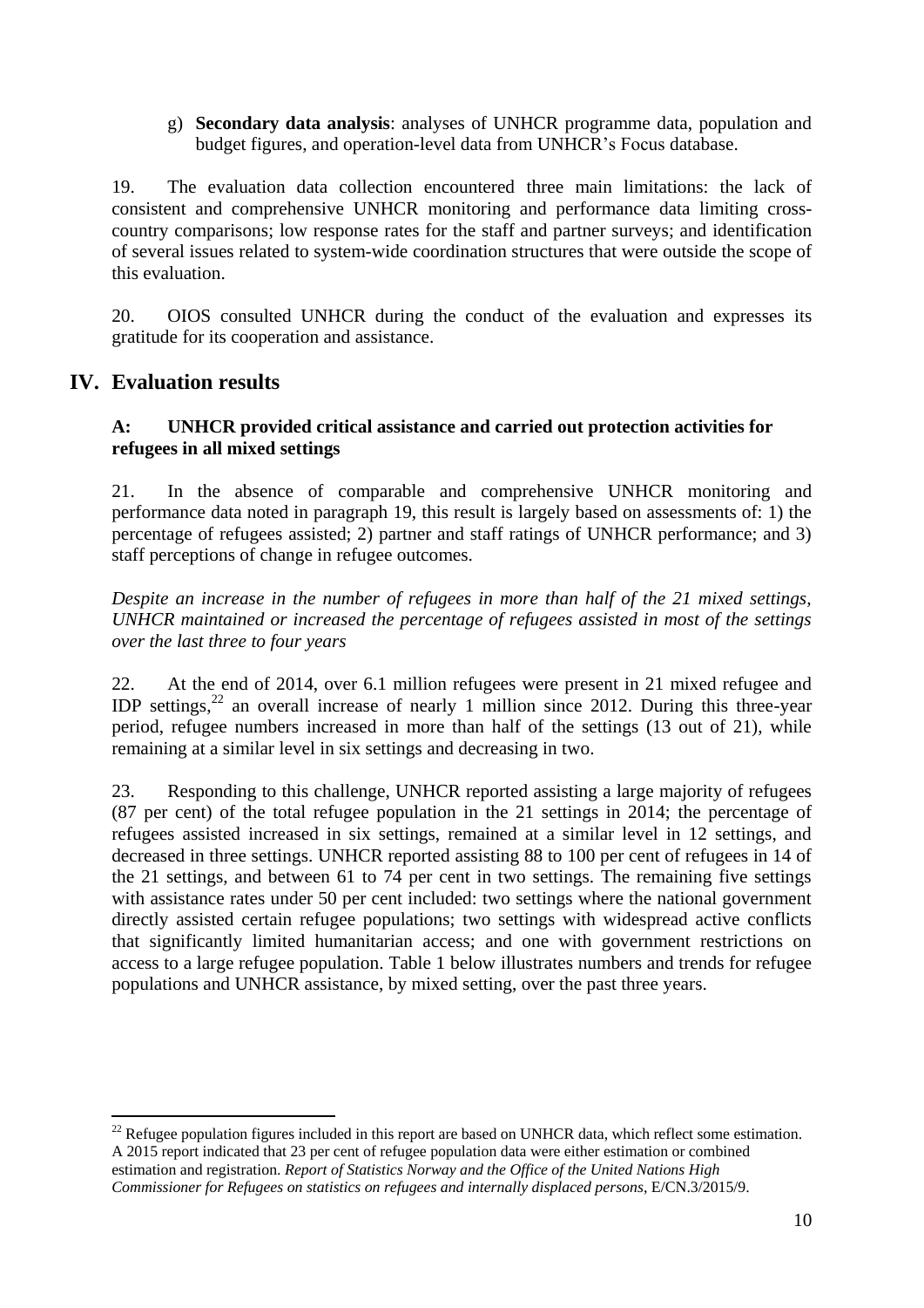g) **Secondary data analysis**: analyses of UNHCR programme data, population and budget figures, and operation-level data from UNHCR's Focus database.

19. The evaluation data collection encountered three main limitations: the lack of consistent and comprehensive UNHCR monitoring and performance data limiting cross-country comparisons; low response rates for the staff and partner surveys; and identification of several issues related to system-wide coordination structures that were outside the scope of this evaluation.

20. OIOS consulted UNHCR during the conduct of the evaluation and expresses its gratitude for its cooperation and assistance.

# IV. Evaluation results

### A: UNHCR provided critical assistance and carried out protection activities for refugees in all mixed settings

21. In the absence of comparable and comprehensive UNHCR monitoring and performance data noted in paragraph 19, this result is largely based on assessments of: 1) the percentage of refugees assisted; 2) partner and staff ratings of UNHCR performance; and 3) staff perceptions of change in refugee outcomes.

*Despite an increase in the number of refugees in more than half of the 21 mixed settings, UNHCR maintained or increased the percentage of refugees assisted in most of the settings over the last three to four years*

22. At the end of 2014, over 6.1 million refugees were present in 21 mixed refugee and IDP settings,[22] an overall increase of nearly 1 million since 2012. During this three-year period, refugee numbers increased in more than half of the settings (13 out of 21), while remaining at a similar level in six settings and decreasing in two.

23. Responding to this challenge, UNHCR reported assisting a large majority of refugees (87 per cent) of the total refugee population in the 21 settings in 2014; the percentage of refugees assisted increased in six settings, remained at a similar level in 12 settings, and decreased in three settings. UNHCR reported assisting 88 to 100 per cent of refugees in 14 of the 21 settings, and between 61 to 74 per cent in two settings. The remaining five settings with assistance rates under 50 per cent included: two settings where the national government directly assisted certain refugee populations; two settings with widespread active conflicts that significantly limited humanitarian access; and one with government restrictions on access to a large refugee population. Table 1 below illustrates numbers and trends for refugee populations and UNHCR assistance, by mixed setting, over the past three years.

[22] Refugee population figures included in this report are based on UNHCR data, which reflect some estimation. A 2015 report indicated that 23 per cent of refugee population data were either estimation or combined estimation and registration. *Report of Statistics Norway and the Office of the United Nations High Commissioner for Refugees on statistics on refugees and internally displaced persons*, E/CN.3/2015/9.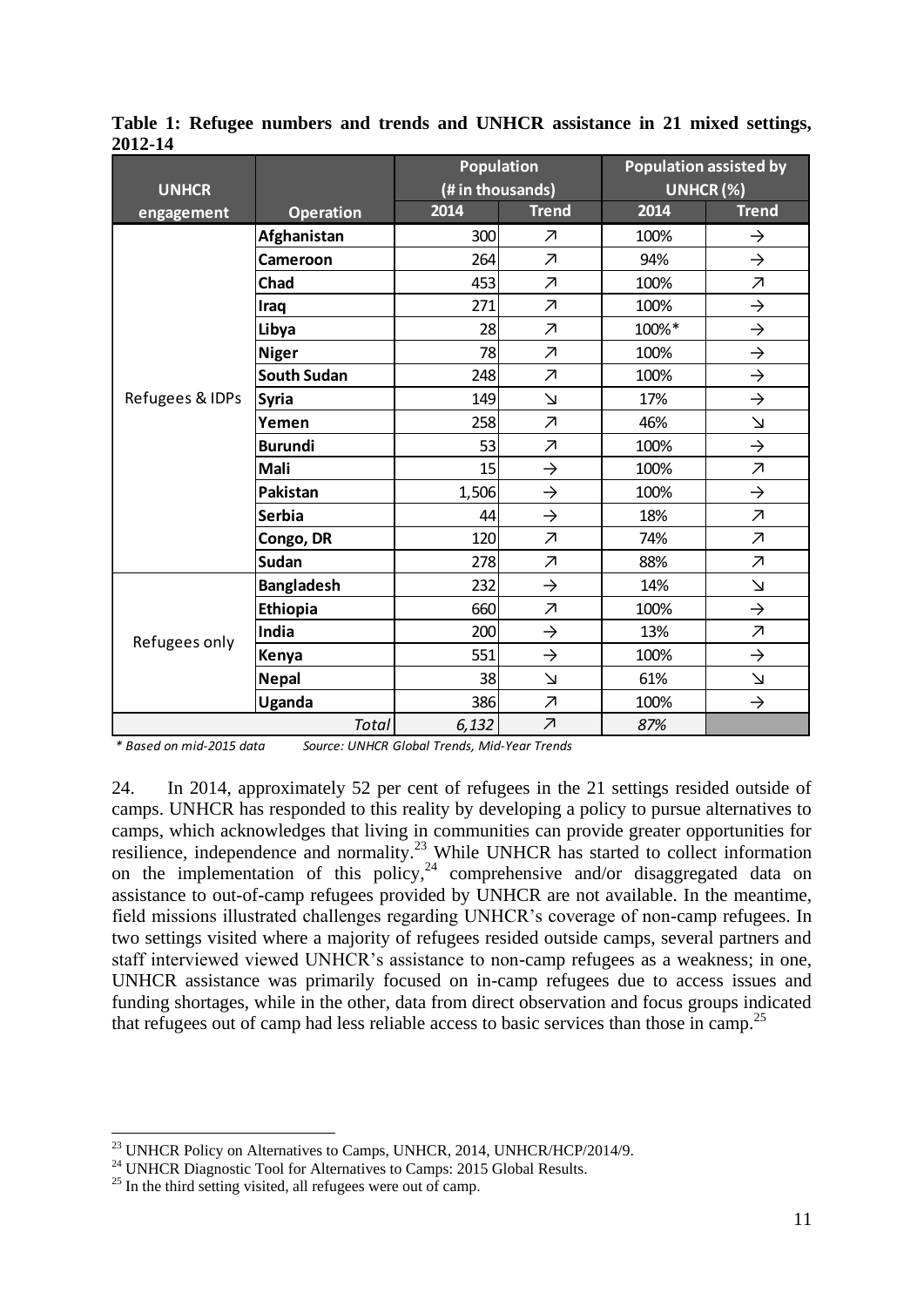**Table 1: Refugee numbers and trends and UNHCR assistance in 21 mixed settings, 2012-14**

| UNHCR engagement | Operation | Population (# in thousands) | | Population assisted by UNHCR (%) | |
|---|---|---|---|---|---|
| | | 2014 | Trend | 2014 | Trend |
| Refugees & IDPs | Afghanistan | 300 | ↗ | 100% | → |
| | Cameroon | 264 | ↗ | 94% | → |
| | Chad | 453 | ↗ | 100% | ↗ |
| | Iraq | 271 | ↗ | 100% | → |
| | Libya | 28 | ↗ | 100%* | → |
| | Niger | 78 | ↗ | 100% | → |
| | South Sudan | 248 | ↗ | 100% | → |
| | Syria | 149 | ↘ | 17% | → |
| | Yemen | 258 | ↗ | 46% | ↘ |
| | Burundi | 53 | ↗ | 100% | → |
| | Mali | 15 | → | 100% | ↗ |
| | Pakistan | 1,506 | → | 100% | → |
| | Serbia | 44 | → | 18% | ↗ |
| | Congo, DR | 120 | ↗ | 74% | ↗ |
| | Sudan | 278 | ↗ | 88% | ↗ |
| Refugees only | Bangladesh | 232 | → | 14% | ↘ |
| | Ethiopia | 660 | ↗ | 100% | → |
| | India | 200 | → | 13% | ↗ |
| | Kenya | 551 | → | 100% | → |
| | Nepal | 38 | ↘ | 61% | ↘ |
| | Uganda | 386 | ↗ | 100% | → |
| | *Total* | *6,132* | ↗ | *87%* | |

*\* Based on mid-2015 data      Source: UNHCR Global Trends, Mid-Year Trends*

24. In 2014, approximately 52 per cent of refugees in the 21 settings resided outside of camps. UNHCR has responded to this reality by developing a policy to pursue alternatives to camps, which acknowledges that living in communities can provide greater opportunities for resilience, independence and normality.[23] While UNHCR has started to collect information on the implementation of this policy,[24] comprehensive and/or disaggregated data on assistance to out-of-camp refugees provided by UNHCR are not available. In the meantime, field missions illustrated challenges regarding UNHCR's coverage of non-camp refugees. In two settings visited where a majority of refugees resided outside camps, several partners and staff interviewed viewed UNHCR's assistance to non-camp refugees as a weakness; in one, UNHCR assistance was primarily focused on in-camp refugees due to access issues and funding shortages, while in the other, data from direct observation and focus groups indicated that refugees out of camp had less reliable access to basic services than those in camp.[25]

---

[23] UNHCR Policy on Alternatives to Camps, UNHCR, 2014, UNHCR/HCP/2014/9.

[24] UNHCR Diagnostic Tool for Alternatives to Camps: 2015 Global Results.

[25] In the third setting visited, all refugees were out of camp.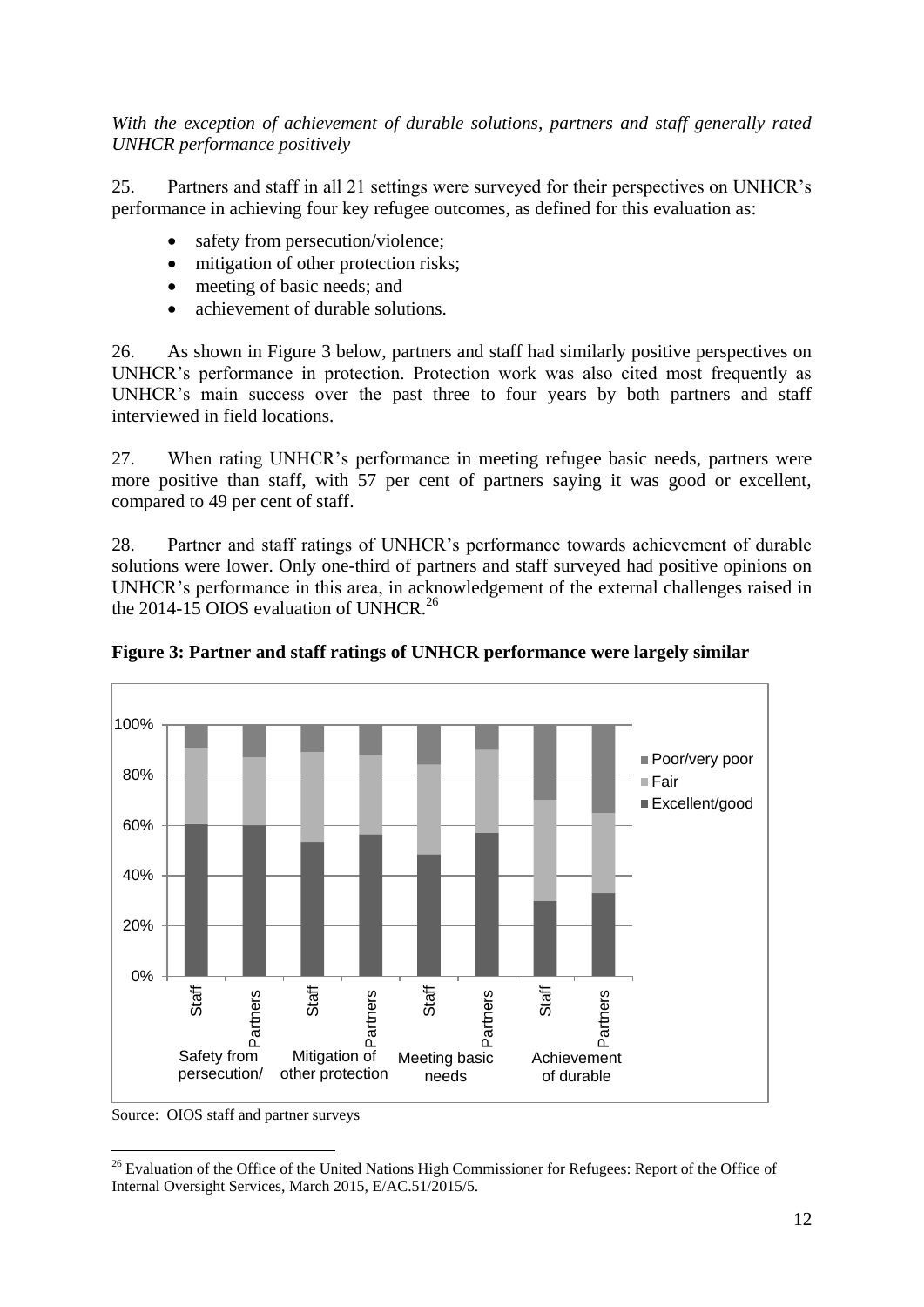*With the exception of achievement of durable solutions, partners and staff generally rated UNHCR performance positively*

25. Partners and staff in all 21 settings were surveyed for their perspectives on UNHCR's performance in achieving four key refugee outcomes, as defined for this evaluation as:

- safety from persecution/violence;
- mitigation of other protection risks;
- meeting of basic needs; and
- achievement of durable solutions.

26. As shown in Figure 3 below, partners and staff had similarly positive perspectives on UNHCR's performance in protection. Protection work was also cited most frequently as UNHCR's main success over the past three to four years by both partners and staff interviewed in field locations.

27. When rating UNHCR's performance in meeting refugee basic needs, partners were more positive than staff, with 57 per cent of partners saying it was good or excellent, compared to 49 per cent of staff.

28. Partner and staff ratings of UNHCR's performance towards achievement of durable solutions were lower. Only one-third of partners and staff surveyed had positive opinions on UNHCR's performance in this area, in acknowledgement of the external challenges raised in the 2014-15 OIOS evaluation of UNHCR.[26]

**Figure 3: Partner and staff ratings of UNHCR performance were largely similar**

Source: OIOS staff and partner surveys

[26] Evaluation of the Office of the United Nations High Commissioner for Refugees: Report of the Office of Internal Oversight Services, March 2015, E/AC.51/2015/5.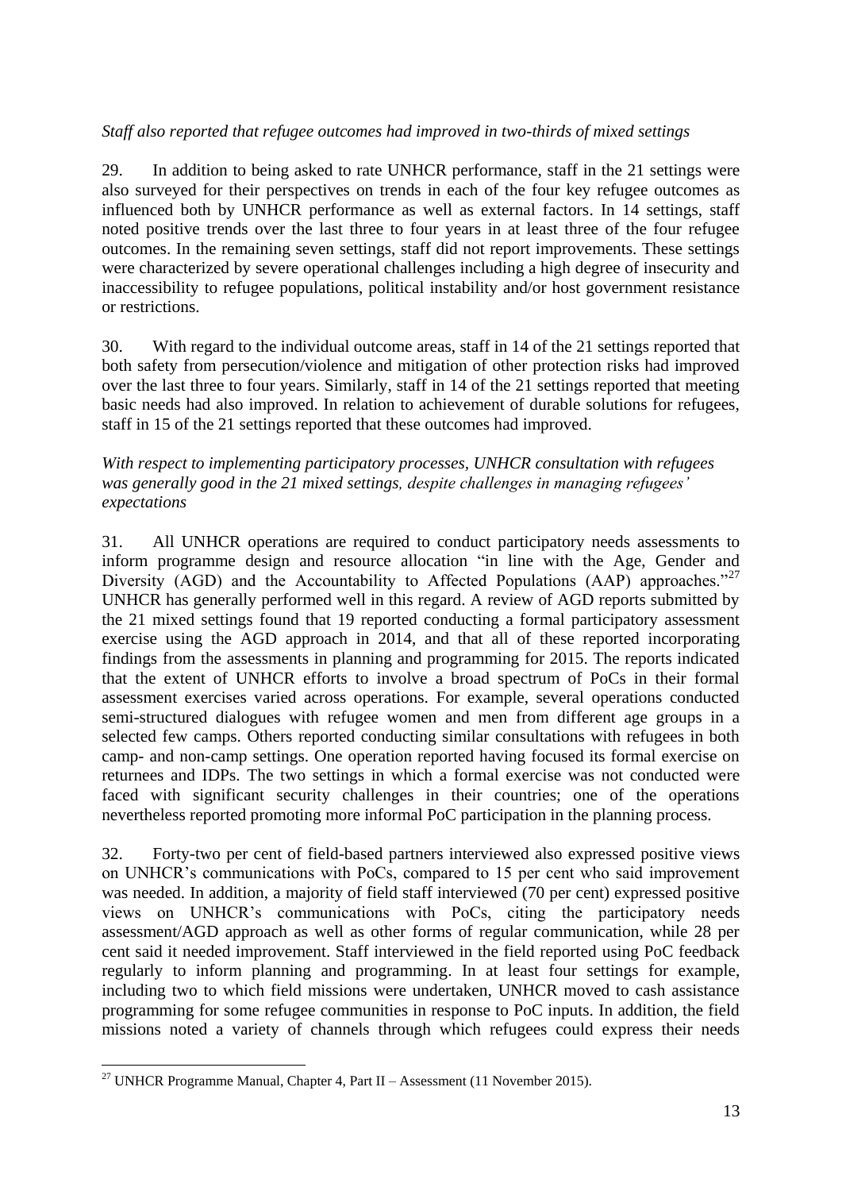*Staff also reported that refugee outcomes had improved in two-thirds of mixed settings*

29. In addition to being asked to rate UNHCR performance, staff in the 21 settings were also surveyed for their perspectives on trends in each of the four key refugee outcomes as influenced both by UNHCR performance as well as external factors. In 14 settings, staff noted positive trends over the last three to four years in at least three of the four refugee outcomes. In the remaining seven settings, staff did not report improvements. These settings were characterized by severe operational challenges including a high degree of insecurity and inaccessibility to refugee populations, political instability and/or host government resistance or restrictions.

30. With regard to the individual outcome areas, staff in 14 of the 21 settings reported that both safety from persecution/violence and mitigation of other protection risks had improved over the last three to four years. Similarly, staff in 14 of the 21 settings reported that meeting basic needs had also improved. In relation to achievement of durable solutions for refugees, staff in 15 of the 21 settings reported that these outcomes had improved.

*With respect to implementing participatory processes, UNHCR consultation with refugees was generally good in the 21 mixed settings, despite challenges in managing refugees' expectations*

31. All UNHCR operations are required to conduct participatory needs assessments to inform programme design and resource allocation "in line with the Age, Gender and Diversity (AGD) and the Accountability to Affected Populations (AAP) approaches."[27] UNHCR has generally performed well in this regard. A review of AGD reports submitted by the 21 mixed settings found that 19 reported conducting a formal participatory assessment exercise using the AGD approach in 2014, and that all of these reported incorporating findings from the assessments in planning and programming for 2015. The reports indicated that the extent of UNHCR efforts to involve a broad spectrum of PoCs in their formal assessment exercises varied across operations. For example, several operations conducted semi-structured dialogues with refugee women and men from different age groups in a selected few camps. Others reported conducting similar consultations with refugees in both camp- and non-camp settings. One operation reported having focused its formal exercise on returnees and IDPs. The two settings in which a formal exercise was not conducted were faced with significant security challenges in their countries; one of the operations nevertheless reported promoting more informal PoC participation in the planning process.

32. Forty-two per cent of field-based partners interviewed also expressed positive views on UNHCR's communications with PoCs, compared to 15 per cent who said improvement was needed. In addition, a majority of field staff interviewed (70 per cent) expressed positive views on UNHCR's communications with PoCs, citing the participatory needs assessment/AGD approach as well as other forms of regular communication, while 28 per cent said it needed improvement. Staff interviewed in the field reported using PoC feedback regularly to inform planning and programming. In at least four settings for example, including two to which field missions were undertaken, UNHCR moved to cash assistance programming for some refugee communities in response to PoC inputs. In addition, the field missions noted a variety of channels through which refugees could express their needs

[27] UNHCR Programme Manual, Chapter 4, Part II – Assessment (11 November 2015).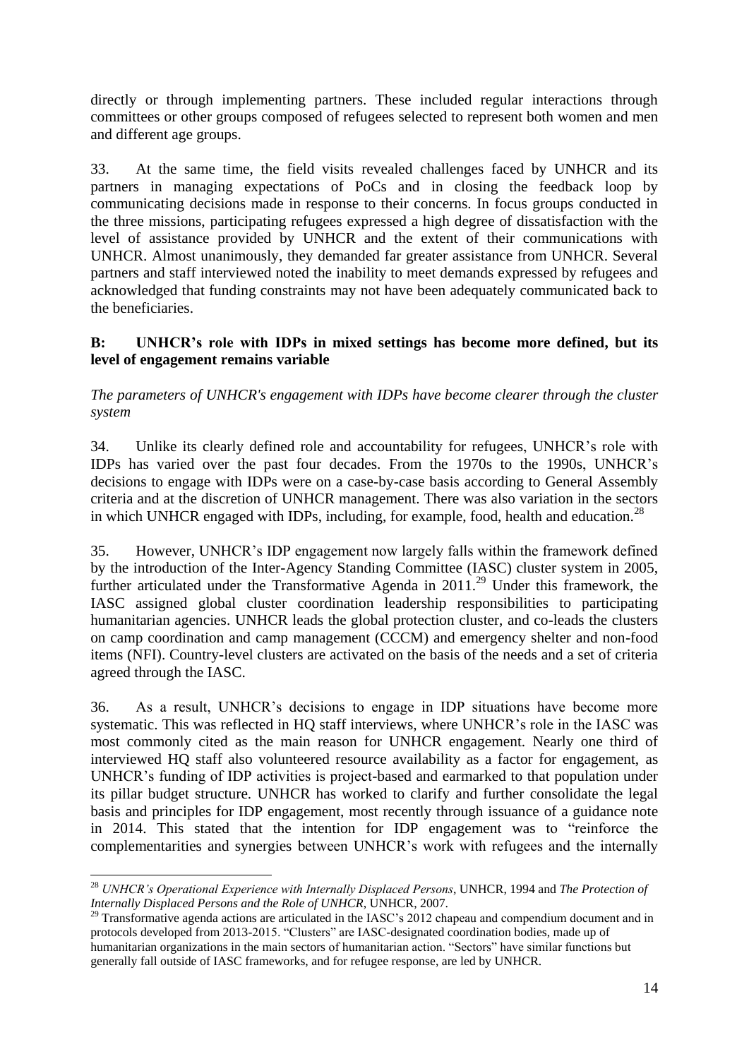directly or through implementing partners. These included regular interactions through committees or other groups composed of refugees selected to represent both women and men and different age groups.

33. At the same time, the field visits revealed challenges faced by UNHCR and its partners in managing expectations of PoCs and in closing the feedback loop by communicating decisions made in response to their concerns. In focus groups conducted in the three missions, participating refugees expressed a high degree of dissatisfaction with the level of assistance provided by UNHCR and the extent of their communications with UNHCR. Almost unanimously, they demanded far greater assistance from UNHCR. Several partners and staff interviewed noted the inability to meet demands expressed by refugees and acknowledged that funding constraints may not have been adequately communicated back to the beneficiaries.

**B: UNHCR's role with IDPs in mixed settings has become more defined, but its level of engagement remains variable**

*The parameters of UNHCR's engagement with IDPs have become clearer through the cluster system*

34. Unlike its clearly defined role and accountability for refugees, UNHCR's role with IDPs has varied over the past four decades. From the 1970s to the 1990s, UNHCR's decisions to engage with IDPs were on a case-by-case basis according to General Assembly criteria and at the discretion of UNHCR management. There was also variation in the sectors in which UNHCR engaged with IDPs, including, for example, food, health and education.[28]

35. However, UNHCR's IDP engagement now largely falls within the framework defined by the introduction of the Inter-Agency Standing Committee (IASC) cluster system in 2005, further articulated under the Transformative Agenda in 2011.[29] Under this framework, the IASC assigned global cluster coordination leadership responsibilities to participating humanitarian agencies. UNHCR leads the global protection cluster, and co-leads the clusters on camp coordination and camp management (CCCM) and emergency shelter and non-food items (NFI). Country-level clusters are activated on the basis of the needs and a set of criteria agreed through the IASC.

36. As a result, UNHCR's decisions to engage in IDP situations have become more systematic. This was reflected in HQ staff interviews, where UNHCR's role in the IASC was most commonly cited as the main reason for UNHCR engagement. Nearly one third of interviewed HQ staff also volunteered resource availability as a factor for engagement, as UNHCR's funding of IDP activities is project-based and earmarked to that population under its pillar budget structure. UNHCR has worked to clarify and further consolidate the legal basis and principles for IDP engagement, most recently through issuance of a guidance note in 2014. This stated that the intention for IDP engagement was to "reinforce the complementarities and synergies between UNHCR's work with refugees and the internally

[28] *UNHCR's Operational Experience with Internally Displaced Persons*, UNHCR, 1994 and *The Protection of Internally Displaced Persons and the Role of UNHCR*, UNHCR, 2007.

[29] Transformative agenda actions are articulated in the IASC's 2012 chapeau and compendium document and in protocols developed from 2013-2015. "Clusters" are IASC-designated coordination bodies, made up of humanitarian organizations in the main sectors of humanitarian action. "Sectors" have similar functions but generally fall outside of IASC frameworks, and for refugee response, are led by UNHCR.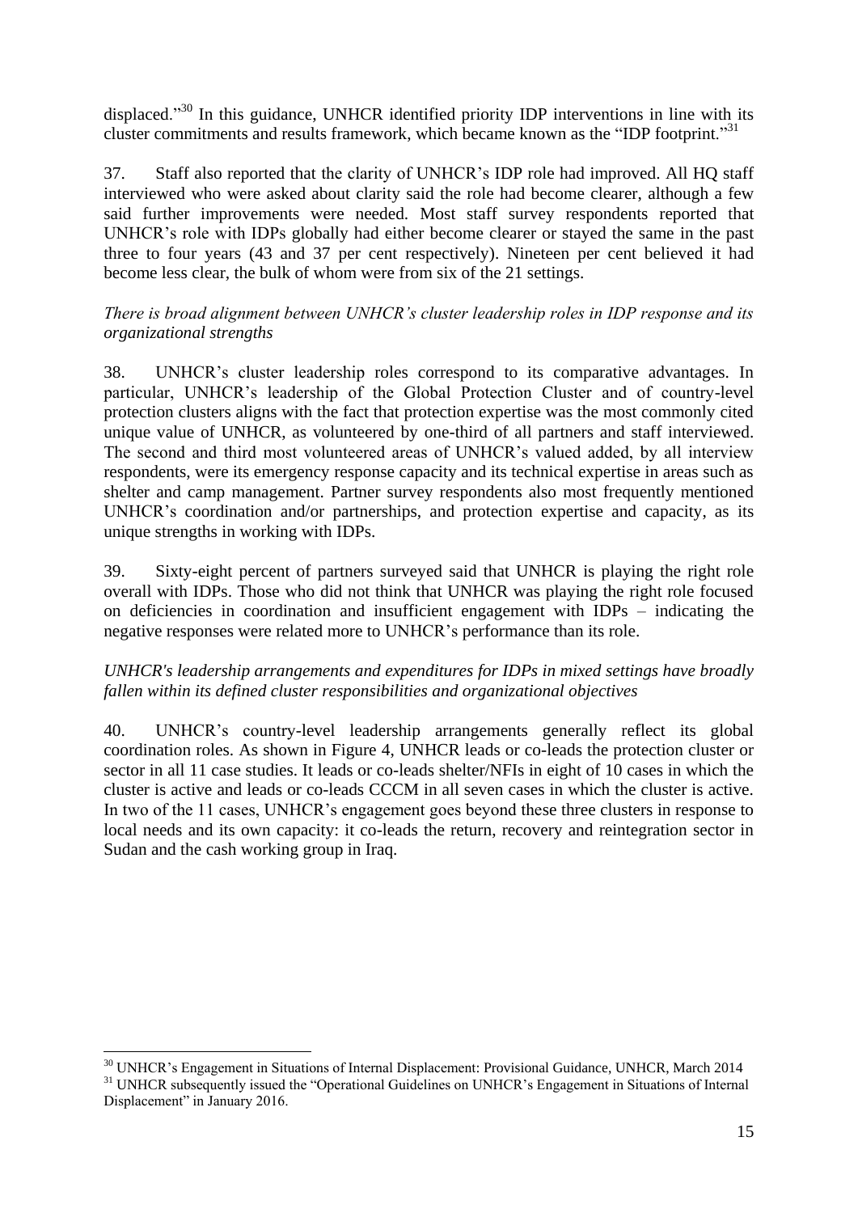displaced."[30] In this guidance, UNHCR identified priority IDP interventions in line with its cluster commitments and results framework, which became known as the "IDP footprint."[31]

37. Staff also reported that the clarity of UNHCR's IDP role had improved. All HQ staff interviewed who were asked about clarity said the role had become clearer, although a few said further improvements were needed. Most staff survey respondents reported that UNHCR's role with IDPs globally had either become clearer or stayed the same in the past three to four years (43 and 37 per cent respectively). Nineteen per cent believed it had become less clear, the bulk of whom were from six of the 21 settings.

*There is broad alignment between UNHCR's cluster leadership roles in IDP response and its organizational strengths*

38. UNHCR's cluster leadership roles correspond to its comparative advantages. In particular, UNHCR's leadership of the Global Protection Cluster and of country-level protection clusters aligns with the fact that protection expertise was the most commonly cited unique value of UNHCR, as volunteered by one-third of all partners and staff interviewed. The second and third most volunteered areas of UNHCR's valued added, by all interview respondents, were its emergency response capacity and its technical expertise in areas such as shelter and camp management. Partner survey respondents also most frequently mentioned UNHCR's coordination and/or partnerships, and protection expertise and capacity, as its unique strengths in working with IDPs.

39. Sixty-eight percent of partners surveyed said that UNHCR is playing the right role overall with IDPs. Those who did not think that UNHCR was playing the right role focused on deficiencies in coordination and insufficient engagement with IDPs – indicating the negative responses were related more to UNHCR's performance than its role.

*UNHCR's leadership arrangements and expenditures for IDPs in mixed settings have broadly fallen within its defined cluster responsibilities and organizational objectives*

40. UNHCR's country-level leadership arrangements generally reflect its global coordination roles. As shown in Figure 4, UNHCR leads or co-leads the protection cluster or sector in all 11 case studies. It leads or co-leads shelter/NFIs in eight of 10 cases in which the cluster is active and leads or co-leads CCCM in all seven cases in which the cluster is active. In two of the 11 cases, UNHCR's engagement goes beyond these three clusters in response to local needs and its own capacity: it co-leads the return, recovery and reintegration sector in Sudan and the cash working group in Iraq.

---

[30] UNHCR's Engagement in Situations of Internal Displacement: Provisional Guidance, UNHCR, March 2014

[31] UNHCR subsequently issued the "Operational Guidelines on UNHCR's Engagement in Situations of Internal Displacement" in January 2016.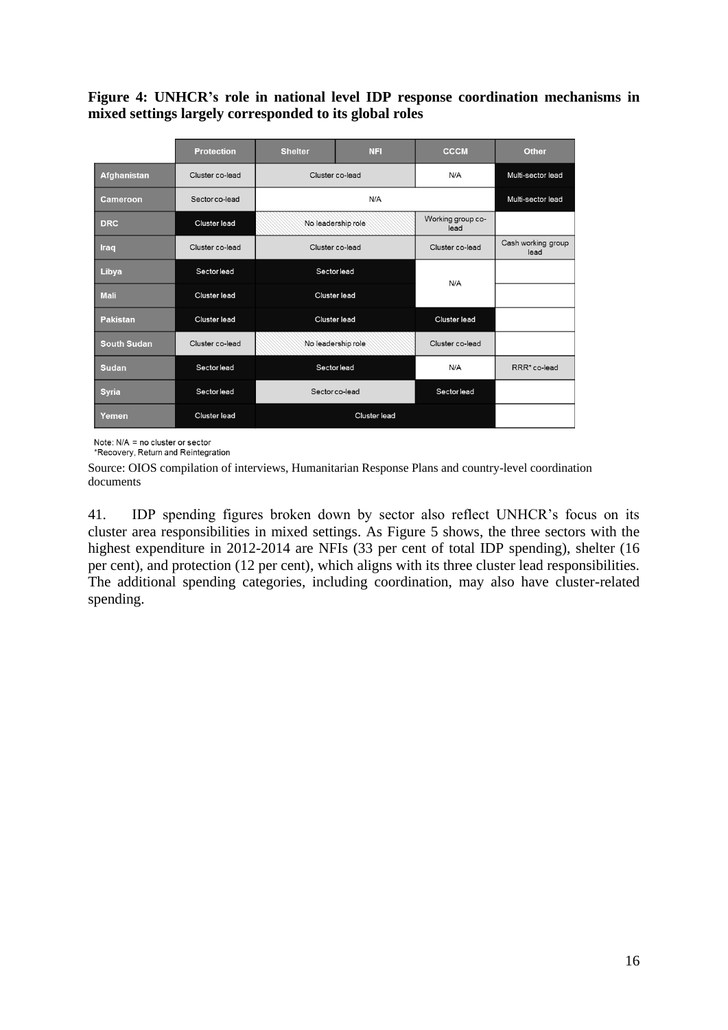**Figure 4: UNHCR's role in national level IDP response coordination mechanisms in mixed settings largely corresponded to its global roles**

| | Protection | Shelter | NFI | CCCM | Other |
|---|---|---|---|---|---|
| Afghanistan | Cluster co-lead | Cluster co-lead | | N/A | Multi-sector lead |
| Cameroon | Sector co-lead | N/A | | | Multi-sector lead |
| DRC | Cluster lead | No leadership role | | Working group co-lead | |
| Iraq | Cluster co-lead | Cluster co-lead | | Cluster co-lead | Cash working group lead |
| Libya | Sector lead | Sector lead | | N/A | |
| Mali | Cluster lead | Cluster lead | | | |
| Pakistan | Cluster lead | Cluster lead | | Cluster lead | |
| South Sudan | Cluster co-lead | No leadership role | | Cluster co-lead | |
| Sudan | Sector lead | Sector lead | | N/A | RRR* co-lead |
| Syria | Sector lead | Sector co-lead | | Sector lead | |
| Yemen | Cluster lead | Cluster lead | | | |

Note: N/A = no cluster or sector
*Recovery, Return and Reintegration

Source: OIOS compilation of interviews, Humanitarian Response Plans and country-level coordination documents

41. IDP spending figures broken down by sector also reflect UNHCR's focus on its cluster area responsibilities in mixed settings. As Figure 5 shows, the three sectors with the highest expenditure in 2012-2014 are NFIs (33 per cent of total IDP spending), shelter (16 per cent), and protection (12 per cent), which aligns with its three cluster lead responsibilities. The additional spending categories, including coordination, may also have cluster-related spending.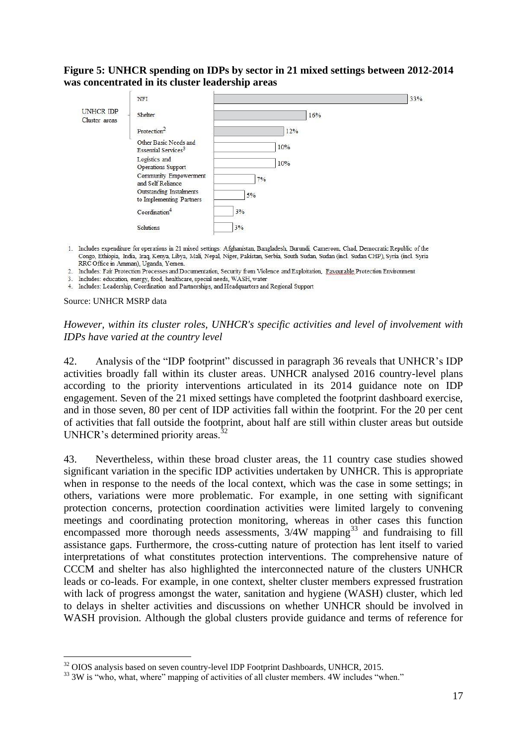**Figure 5: UNHCR spending on IDPs by sector in 21 mixed settings between 2012-2014 was concentrated in its cluster leadership areas**

| | Sector | Share |
|---|---|---|
| UNHCR IDP Cluster areas | NFI | 33% |
| | Shelter | 16% |
| | Protection[2] | 12% |
| | Other Basic Needs and Essential Services[3] | 10% |
| | Logistics and Operations Support | 10% |
| | Community Empowerment and Self Reliance | 7% |
| | Outstanding Instalments to Implementing Partners | 5% |
| | Coordination[4] | 3% |
| | Solutions | 3% |

1. Includes expenditure for operations in 21 mixed settings: Afghanistan, Bangladesh, Burundi, Cameroon, Chad, Democratic Republic of the Congo, Ethiopia, India, Iraq, Kenya, Libya, Mali, Nepal, Niger, Pakistan, Serbia, South Sudan, Sudan (incl. Sudan CHP), Syria (incl. Syria RRC Office in Amman), Uganda, Yemen.
2. Includes: Fair Protection Processes and Documentation, Security from Violence and Exploitation, Favourable Protection Environment
3. Includes: education, energy, food, healthcare, special needs, WASH, water
4. Includes: Leadership, Coordination and Partnerships, and Headquarters and Regional Support

Source: UNHCR MSRP data

*However, within its cluster roles, UNHCR's specific activities and level of involvement with IDPs have varied at the country level*

42. Analysis of the "IDP footprint" discussed in paragraph 36 reveals that UNHCR's IDP activities broadly fall within its cluster areas. UNHCR analysed 2016 country-level plans according to the priority interventions articulated in its 2014 guidance note on IDP engagement. Seven of the 21 mixed settings have completed the footprint dashboard exercise, and in those seven, 80 per cent of IDP activities fall within the footprint. For the 20 per cent of activities that fall outside the footprint, about half are still within cluster areas but outside UNHCR's determined priority areas.[32]

43. Nevertheless, within these broad cluster areas, the 11 country case studies showed significant variation in the specific IDP activities undertaken by UNHCR. This is appropriate when in response to the needs of the local context, which was the case in some settings; in others, variations were more problematic. For example, in one setting with significant protection concerns, protection coordination activities were limited largely to convening meetings and coordinating protection monitoring, whereas in other cases this function encompassed more thorough needs assessments, 3/4W mapping[33] and fundraising to fill assistance gaps. Furthermore, the cross-cutting nature of protection has lent itself to varied interpretations of what constitutes protection interventions. The comprehensive nature of CCCM and shelter has also highlighted the interconnected nature of the clusters UNHCR leads or co-leads. For example, in one context, shelter cluster members expressed frustration with lack of progress amongst the water, sanitation and hygiene (WASH) cluster, which led to delays in shelter activities and discussions on whether UNHCR should be involved in WASH provision. Although the global clusters provide guidance and terms of reference for

[32] OIOS analysis based on seven country-level IDP Footprint Dashboards, UNHCR, 2015.

[33] 3W is "who, what, where" mapping of activities of all cluster members. 4W includes "when."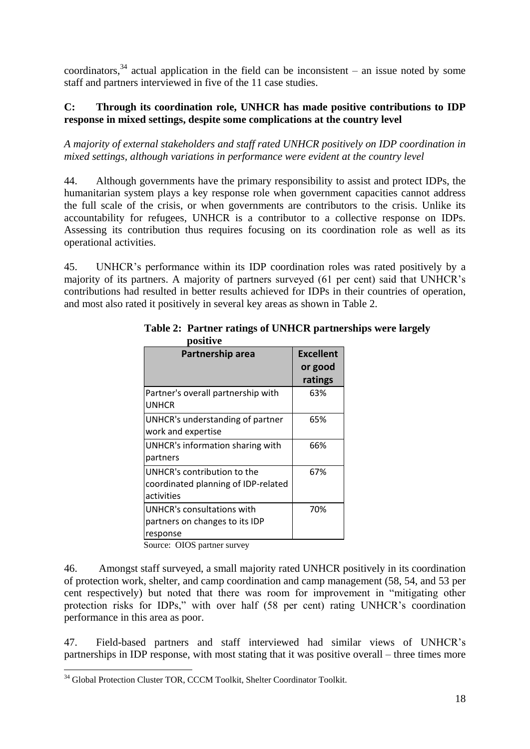coordinators,[34] actual application in the field can be inconsistent – an issue noted by some staff and partners interviewed in five of the 11 case studies.

### C: Through its coordination role, UNHCR has made positive contributions to IDP response in mixed settings, despite some complications at the country level

*A majority of external stakeholders and staff rated UNHCR positively on IDP coordination in mixed settings, although variations in performance were evident at the country level*

44. Although governments have the primary responsibility to assist and protect IDPs, the humanitarian system plays a key response role when government capacities cannot address the full scale of the crisis, or when governments are contributors to the crisis. Unlike its accountability for refugees, UNHCR is a contributor to a collective response on IDPs. Assessing its contribution thus requires focusing on its coordination role as well as its operational activities.

45. UNHCR's performance within its IDP coordination roles was rated positively by a majority of its partners. A majority of partners surveyed (61 per cent) said that UNHCR's contributions had resulted in better results achieved for IDPs in their countries of operation, and most also rated it positively in several key areas as shown in Table 2.

**Table 2: Partner ratings of UNHCR partnerships were largely positive**

| Partnership area | Excellent or good ratings |
|---|---|
| Partner's overall partnership with UNHCR | 63% |
| UNHCR's understanding of partner work and expertise | 65% |
| UNHCR's information sharing with partners | 66% |
| UNHCR's contribution to the coordinated planning of IDP-related activities | 67% |
| UNHCR's consultations with partners on changes to its IDP response | 70% |

Source: OIOS partner survey

46. Amongst staff surveyed, a small majority rated UNHCR positively in its coordination of protection work, shelter, and camp coordination and camp management (58, 54, and 53 per cent respectively) but noted that there was room for improvement in "mitigating other protection risks for IDPs," with over half (58 per cent) rating UNHCR's coordination performance in this area as poor.

47. Field-based partners and staff interviewed had similar views of UNHCR's partnerships in IDP response, with most stating that it was positive overall – three times more

[34] Global Protection Cluster TOR, CCCM Toolkit, Shelter Coordinator Toolkit.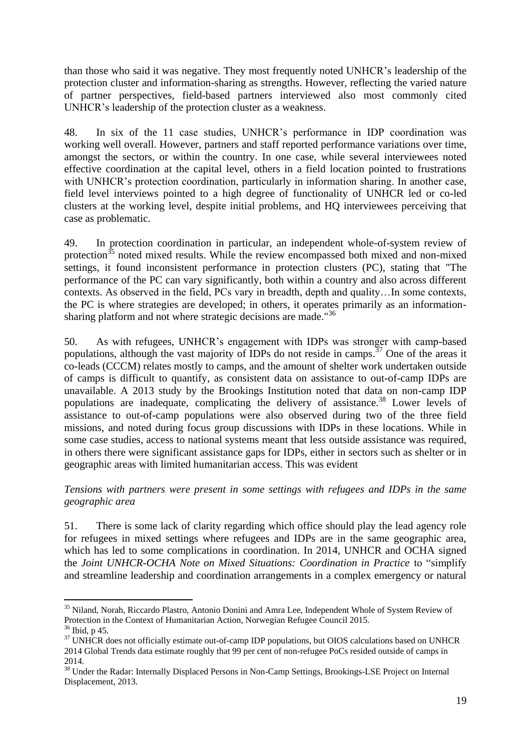than those who said it was negative. They most frequently noted UNHCR's leadership of the protection cluster and information-sharing as strengths. However, reflecting the varied nature of partner perspectives, field-based partners interviewed also most commonly cited UNHCR's leadership of the protection cluster as a weakness.

48. In six of the 11 case studies, UNHCR's performance in IDP coordination was working well overall. However, partners and staff reported performance variations over time, amongst the sectors, or within the country. In one case, while several interviewees noted effective coordination at the capital level, others in a field location pointed to frustrations with UNHCR's protection coordination, particularly in information sharing. In another case, field level interviews pointed to a high degree of functionality of UNHCR led or co-led clusters at the working level, despite initial problems, and HQ interviewees perceiving that case as problematic.

49. In protection coordination in particular, an independent whole-of-system review of protection[35] noted mixed results. While the review encompassed both mixed and non-mixed settings, it found inconsistent performance in protection clusters (PC), stating that "The performance of the PC can vary significantly, both within a country and also across different contexts. As observed in the field, PCs vary in breadth, depth and quality…In some contexts, the PC is where strategies are developed; in others, it operates primarily as an information-sharing platform and not where strategic decisions are made."[36]

50. As with refugees, UNHCR's engagement with IDPs was stronger with camp-based populations, although the vast majority of IDPs do not reside in camps.[37] One of the areas it co-leads (CCCM) relates mostly to camps, and the amount of shelter work undertaken outside of camps is difficult to quantify, as consistent data on assistance to out-of-camp IDPs are unavailable. A 2013 study by the Brookings Institution noted that data on non-camp IDP populations are inadequate, complicating the delivery of assistance.[38] Lower levels of assistance to out-of-camp populations were also observed during two of the three field missions, and noted during focus group discussions with IDPs in these locations. While in some case studies, access to national systems meant that less outside assistance was required, in others there were significant assistance gaps for IDPs, either in sectors such as shelter or in geographic areas with limited humanitarian access. This was evident

*Tensions with partners were present in some settings with refugees and IDPs in the same geographic area*

51. There is some lack of clarity regarding which office should play the lead agency role for refugees in mixed settings where refugees and IDPs are in the same geographic area, which has led to some complications in coordination. In 2014, UNHCR and OCHA signed the *Joint UNHCR-OCHA Note on Mixed Situations: Coordination in Practice* to "simplify and streamline leadership and coordination arrangements in a complex emergency or natural

---

[35] Niland, Norah, Riccardo Plastro, Antonio Donini and Amra Lee, Independent Whole of System Review of Protection in the Context of Humanitarian Action, Norwegian Refugee Council 2015.

[36] Ibid, p 45.

[37] UNHCR does not officially estimate out-of-camp IDP populations, but OIOS calculations based on UNHCR 2014 Global Trends data estimate roughly that 99 per cent of non-refugee PoCs resided outside of camps in 2014.

[38] Under the Radar: Internally Displaced Persons in Non-Camp Settings, Brookings-LSE Project on Internal Displacement, 2013.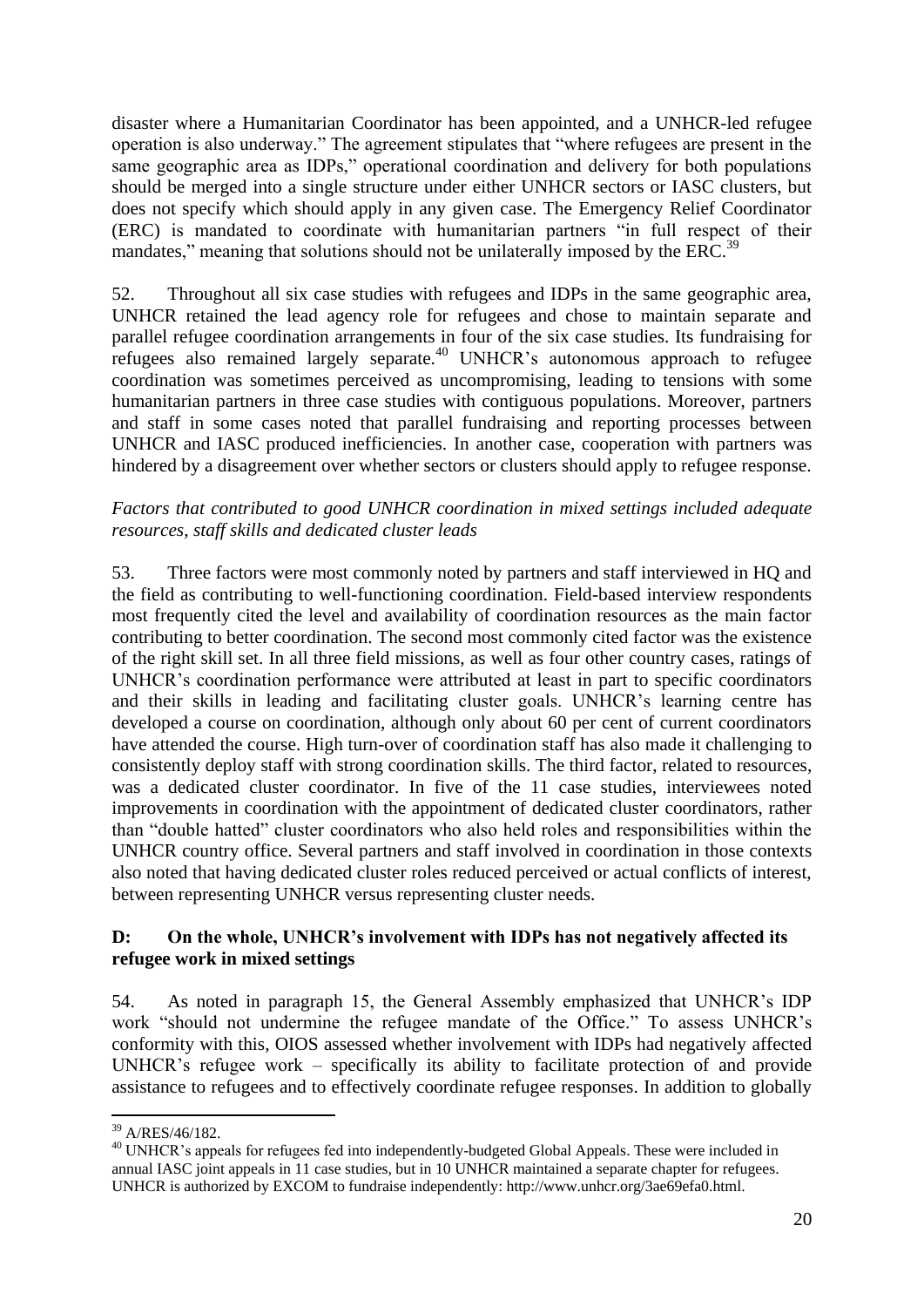disaster where a Humanitarian Coordinator has been appointed, and a UNHCR-led refugee operation is also underway." The agreement stipulates that "where refugees are present in the same geographic area as IDPs," operational coordination and delivery for both populations should be merged into a single structure under either UNHCR sectors or IASC clusters, but does not specify which should apply in any given case. The Emergency Relief Coordinator (ERC) is mandated to coordinate with humanitarian partners "in full respect of their mandates," meaning that solutions should not be unilaterally imposed by the ERC.[39]

52. Throughout all six case studies with refugees and IDPs in the same geographic area, UNHCR retained the lead agency role for refugees and chose to maintain separate and parallel refugee coordination arrangements in four of the six case studies. Its fundraising for refugees also remained largely separate.[40] UNHCR's autonomous approach to refugee coordination was sometimes perceived as uncompromising, leading to tensions with some humanitarian partners in three case studies with contiguous populations. Moreover, partners and staff in some cases noted that parallel fundraising and reporting processes between UNHCR and IASC produced inefficiencies. In another case, cooperation with partners was hindered by a disagreement over whether sectors or clusters should apply to refugee response.

*Factors that contributed to good UNHCR coordination in mixed settings included adequate resources, staff skills and dedicated cluster leads*

53. Three factors were most commonly noted by partners and staff interviewed in HQ and the field as contributing to well-functioning coordination. Field-based interview respondents most frequently cited the level and availability of coordination resources as the main factor contributing to better coordination. The second most commonly cited factor was the existence of the right skill set. In all three field missions, as well as four other country cases, ratings of UNHCR's coordination performance were attributed at least in part to specific coordinators and their skills in leading and facilitating cluster goals. UNHCR's learning centre has developed a course on coordination, although only about 60 per cent of current coordinators have attended the course. High turn-over of coordination staff has also made it challenging to consistently deploy staff with strong coordination skills. The third factor, related to resources, was a dedicated cluster coordinator. In five of the 11 case studies, interviewees noted improvements in coordination with the appointment of dedicated cluster coordinators, rather than "double hatted" cluster coordinators who also held roles and responsibilities within the UNHCR country office. Several partners and staff involved in coordination in those contexts also noted that having dedicated cluster roles reduced perceived or actual conflicts of interest, between representing UNHCR versus representing cluster needs.

### D: On the whole, UNHCR's involvement with IDPs has not negatively affected its refugee work in mixed settings

54. As noted in paragraph 15, the General Assembly emphasized that UNHCR's IDP work "should not undermine the refugee mandate of the Office." To assess UNHCR's conformity with this, OIOS assessed whether involvement with IDPs had negatively affected UNHCR's refugee work – specifically its ability to facilitate protection of and provide assistance to refugees and to effectively coordinate refugee responses. In addition to globally

---

[39] A/RES/46/182.

[40] UNHCR's appeals for refugees fed into independently-budgeted Global Appeals. These were included in annual IASC joint appeals in 11 case studies, but in 10 UNHCR maintained a separate chapter for refugees. UNHCR is authorized by EXCOM to fundraise independently: http://www.unhcr.org/3ae69efa0.html.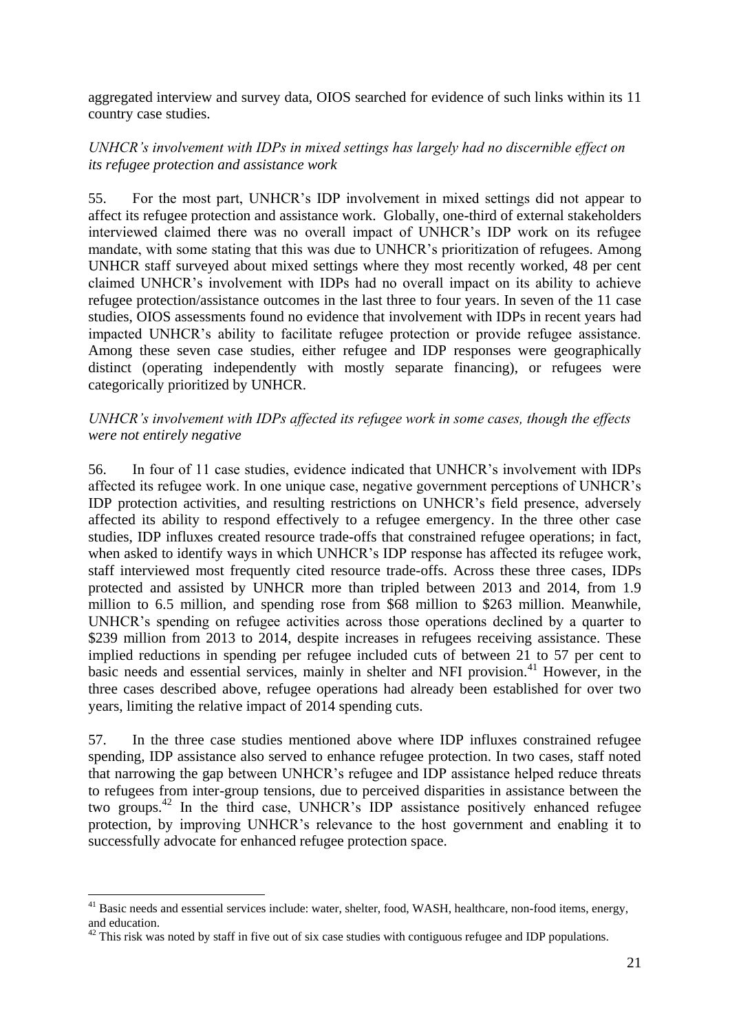aggregated interview and survey data, OIOS searched for evidence of such links within its 11 country case studies.

*UNHCR's involvement with IDPs in mixed settings has largely had no discernible effect on its refugee protection and assistance work*

55. For the most part, UNHCR's IDP involvement in mixed settings did not appear to affect its refugee protection and assistance work. Globally, one-third of external stakeholders interviewed claimed there was no overall impact of UNHCR's IDP work on its refugee mandate, with some stating that this was due to UNHCR's prioritization of refugees. Among UNHCR staff surveyed about mixed settings where they most recently worked, 48 per cent claimed UNHCR's involvement with IDPs had no overall impact on its ability to achieve refugee protection/assistance outcomes in the last three to four years. In seven of the 11 case studies, OIOS assessments found no evidence that involvement with IDPs in recent years had impacted UNHCR's ability to facilitate refugee protection or provide refugee assistance. Among these seven case studies, either refugee and IDP responses were geographically distinct (operating independently with mostly separate financing), or refugees were categorically prioritized by UNHCR.

*UNHCR's involvement with IDPs affected its refugee work in some cases, though the effects were not entirely negative*

56. In four of 11 case studies, evidence indicated that UNHCR's involvement with IDPs affected its refugee work. In one unique case, negative government perceptions of UNHCR's IDP protection activities, and resulting restrictions on UNHCR's field presence, adversely affected its ability to respond effectively to a refugee emergency. In the three other case studies, IDP influxes created resource trade-offs that constrained refugee operations; in fact, when asked to identify ways in which UNHCR's IDP response has affected its refugee work, staff interviewed most frequently cited resource trade-offs. Across these three cases, IDPs protected and assisted by UNHCR more than tripled between 2013 and 2014, from 1.9 million to 6.5 million, and spending rose from $68 million to $263 million. Meanwhile, UNHCR's spending on refugee activities across those operations declined by a quarter to $239 million from 2013 to 2014, despite increases in refugees receiving assistance. These implied reductions in spending per refugee included cuts of between 21 to 57 per cent to basic needs and essential services, mainly in shelter and NFI provision.[41] However, in the three cases described above, refugee operations had already been established for over two years, limiting the relative impact of 2014 spending cuts.

57. In the three case studies mentioned above where IDP influxes constrained refugee spending, IDP assistance also served to enhance refugee protection. In two cases, staff noted that narrowing the gap between UNHCR's refugee and IDP assistance helped reduce threats to refugees from inter-group tensions, due to perceived disparities in assistance between the two groups.[42] In the third case, UNHCR's IDP assistance positively enhanced refugee protection, by improving UNHCR's relevance to the host government and enabling it to successfully advocate for enhanced refugee protection space.

---

[41] Basic needs and essential services include: water, shelter, food, WASH, healthcare, non-food items, energy, and education.

[42] This risk was noted by staff in five out of six case studies with contiguous refugee and IDP populations.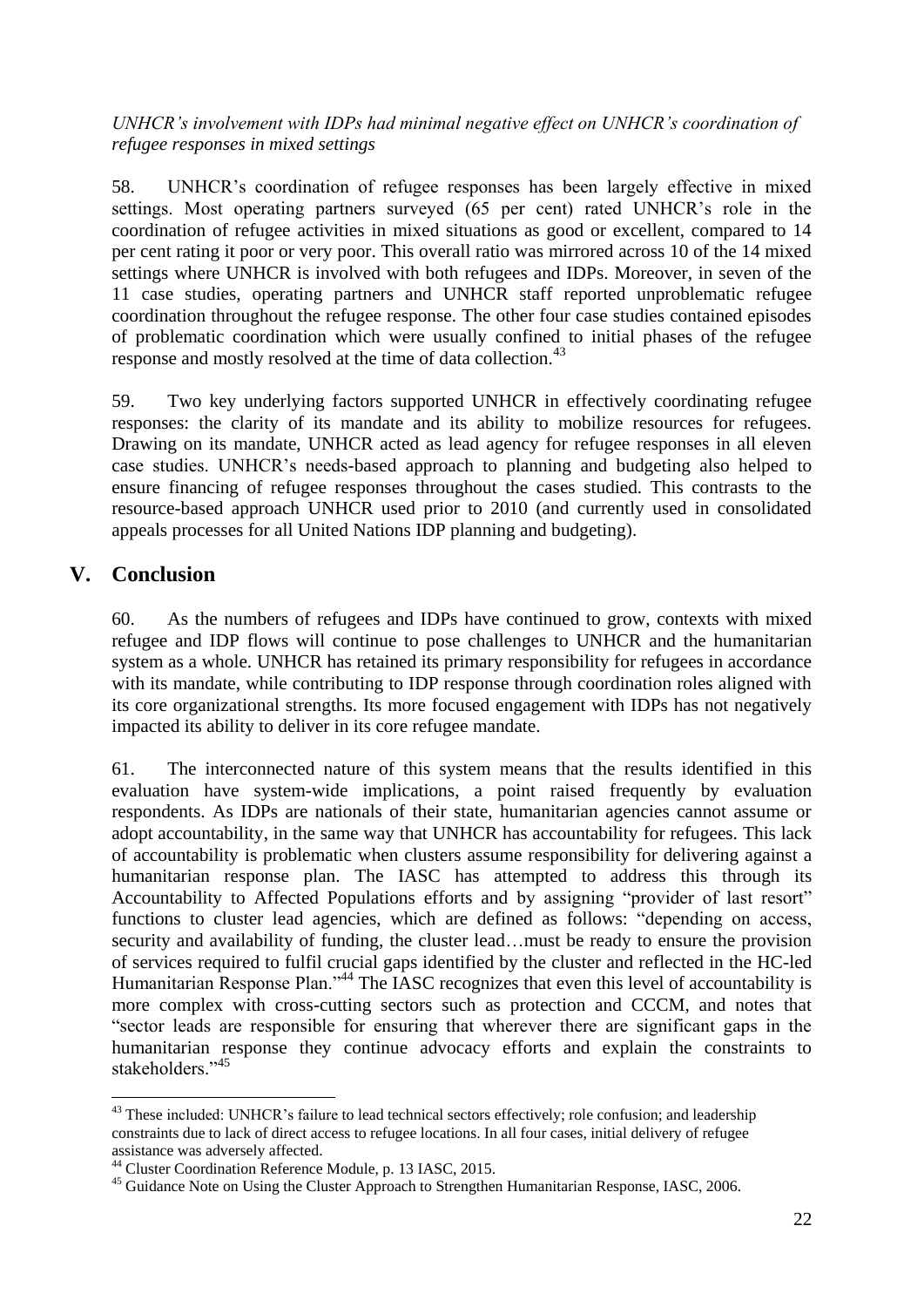*UNHCR's involvement with IDPs had minimal negative effect on UNHCR's coordination of refugee responses in mixed settings*

58. UNHCR's coordination of refugee responses has been largely effective in mixed settings. Most operating partners surveyed (65 per cent) rated UNHCR's role in the coordination of refugee activities in mixed situations as good or excellent, compared to 14 per cent rating it poor or very poor. This overall ratio was mirrored across 10 of the 14 mixed settings where UNHCR is involved with both refugees and IDPs. Moreover, in seven of the 11 case studies, operating partners and UNHCR staff reported unproblematic refugee coordination throughout the refugee response. The other four case studies contained episodes of problematic coordination which were usually confined to initial phases of the refugee response and mostly resolved at the time of data collection.[43]

59. Two key underlying factors supported UNHCR in effectively coordinating refugee responses: the clarity of its mandate and its ability to mobilize resources for refugees. Drawing on its mandate, UNHCR acted as lead agency for refugee responses in all eleven case studies. UNHCR's needs-based approach to planning and budgeting also helped to ensure financing of refugee responses throughout the cases studied. This contrasts to the resource-based approach UNHCR used prior to 2010 (and currently used in consolidated appeals processes for all United Nations IDP planning and budgeting).

# V. Conclusion

60. As the numbers of refugees and IDPs have continued to grow, contexts with mixed refugee and IDP flows will continue to pose challenges to UNHCR and the humanitarian system as a whole. UNHCR has retained its primary responsibility for refugees in accordance with its mandate, while contributing to IDP response through coordination roles aligned with its core organizational strengths. Its more focused engagement with IDPs has not negatively impacted its ability to deliver in its core refugee mandate.

61. The interconnected nature of this system means that the results identified in this evaluation have system-wide implications, a point raised frequently by evaluation respondents. As IDPs are nationals of their state, humanitarian agencies cannot assume or adopt accountability, in the same way that UNHCR has accountability for refugees. This lack of accountability is problematic when clusters assume responsibility for delivering against a humanitarian response plan. The IASC has attempted to address this through its Accountability to Affected Populations efforts and by assigning "provider of last resort" functions to cluster lead agencies, which are defined as follows: "depending on access, security and availability of funding, the cluster lead…must be ready to ensure the provision of services required to fulfil crucial gaps identified by the cluster and reflected in the HC-led Humanitarian Response Plan."[44] The IASC recognizes that even this level of accountability is more complex with cross-cutting sectors such as protection and CCCM, and notes that "sector leads are responsible for ensuring that wherever there are significant gaps in the humanitarian response they continue advocacy efforts and explain the constraints to stakeholders."[45]

---

[43] These included: UNHCR's failure to lead technical sectors effectively; role confusion; and leadership constraints due to lack of direct access to refugee locations. In all four cases, initial delivery of refugee assistance was adversely affected.

[44] Cluster Coordination Reference Module, p. 13 IASC, 2015.

[45] Guidance Note on Using the Cluster Approach to Strengthen Humanitarian Response, IASC, 2006.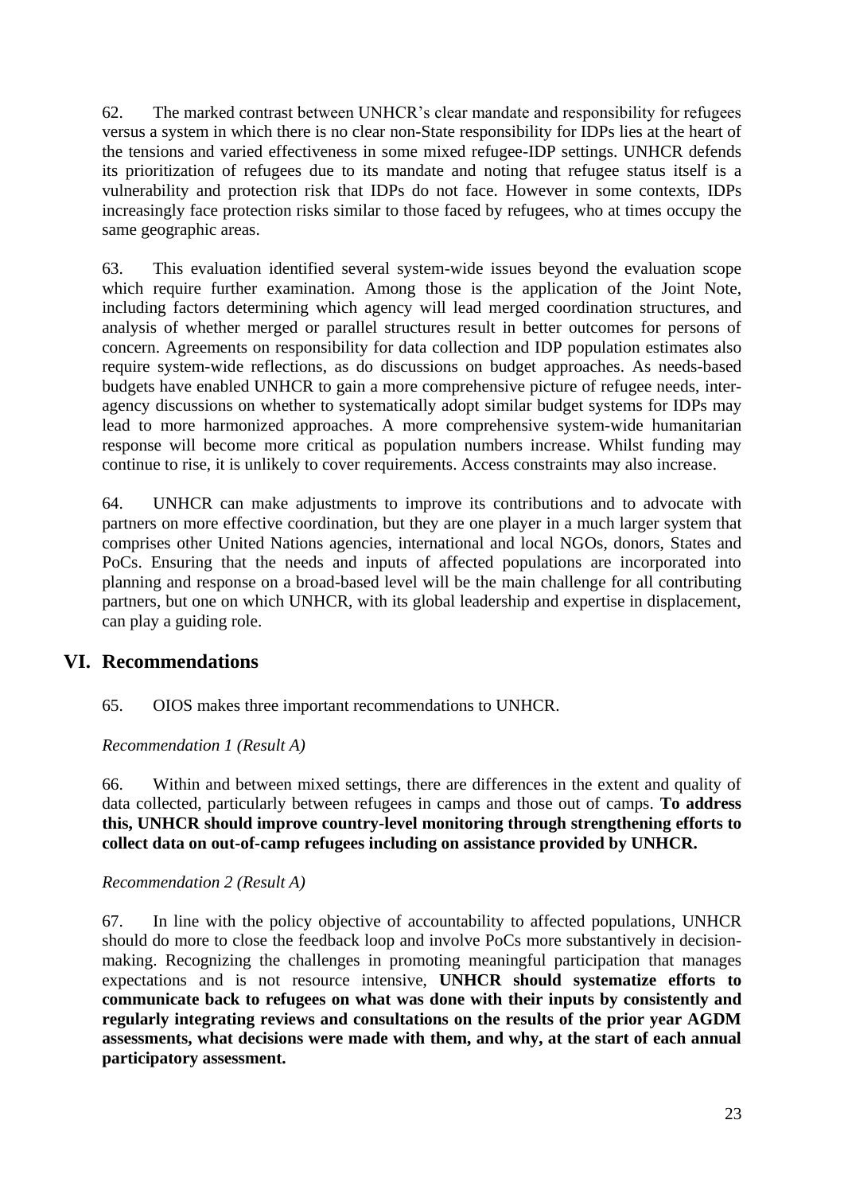62. The marked contrast between UNHCR's clear mandate and responsibility for refugees versus a system in which there is no clear non-State responsibility for IDPs lies at the heart of the tensions and varied effectiveness in some mixed refugee-IDP settings. UNHCR defends its prioritization of refugees due to its mandate and noting that refugee status itself is a vulnerability and protection risk that IDPs do not face. However in some contexts, IDPs increasingly face protection risks similar to those faced by refugees, who at times occupy the same geographic areas.

63. This evaluation identified several system-wide issues beyond the evaluation scope which require further examination. Among those is the application of the Joint Note, including factors determining which agency will lead merged coordination structures, and analysis of whether merged or parallel structures result in better outcomes for persons of concern. Agreements on responsibility for data collection and IDP population estimates also require system-wide reflections, as do discussions on budget approaches. As needs-based budgets have enabled UNHCR to gain a more comprehensive picture of refugee needs, inter-agency discussions on whether to systematically adopt similar budget systems for IDPs may lead to more harmonized approaches. A more comprehensive system-wide humanitarian response will become more critical as population numbers increase. Whilst funding may continue to rise, it is unlikely to cover requirements. Access constraints may also increase.

64. UNHCR can make adjustments to improve its contributions and to advocate with partners on more effective coordination, but they are one player in a much larger system that comprises other United Nations agencies, international and local NGOs, donors, States and PoCs. Ensuring that the needs and inputs of affected populations are incorporated into planning and response on a broad-based level will be the main challenge for all contributing partners, but one on which UNHCR, with its global leadership and expertise in displacement, can play a guiding role.

# VI. Recommendations

65. OIOS makes three important recommendations to UNHCR.

*Recommendation 1 (Result A)*

66. Within and between mixed settings, there are differences in the extent and quality of data collected, particularly between refugees in camps and those out of camps. **To address this, UNHCR should improve country-level monitoring through strengthening efforts to collect data on out-of-camp refugees including on assistance provided by UNHCR.**

*Recommendation 2 (Result A)*

67. In line with the policy objective of accountability to affected populations, UNHCR should do more to close the feedback loop and involve PoCs more substantively in decision-making. Recognizing the challenges in promoting meaningful participation that manages expectations and is not resource intensive, **UNHCR should systematize efforts to communicate back to refugees on what was done with their inputs by consistently and regularly integrating reviews and consultations on the results of the prior year AGDM assessments, what decisions were made with them, and why, at the start of each annual participatory assessment.**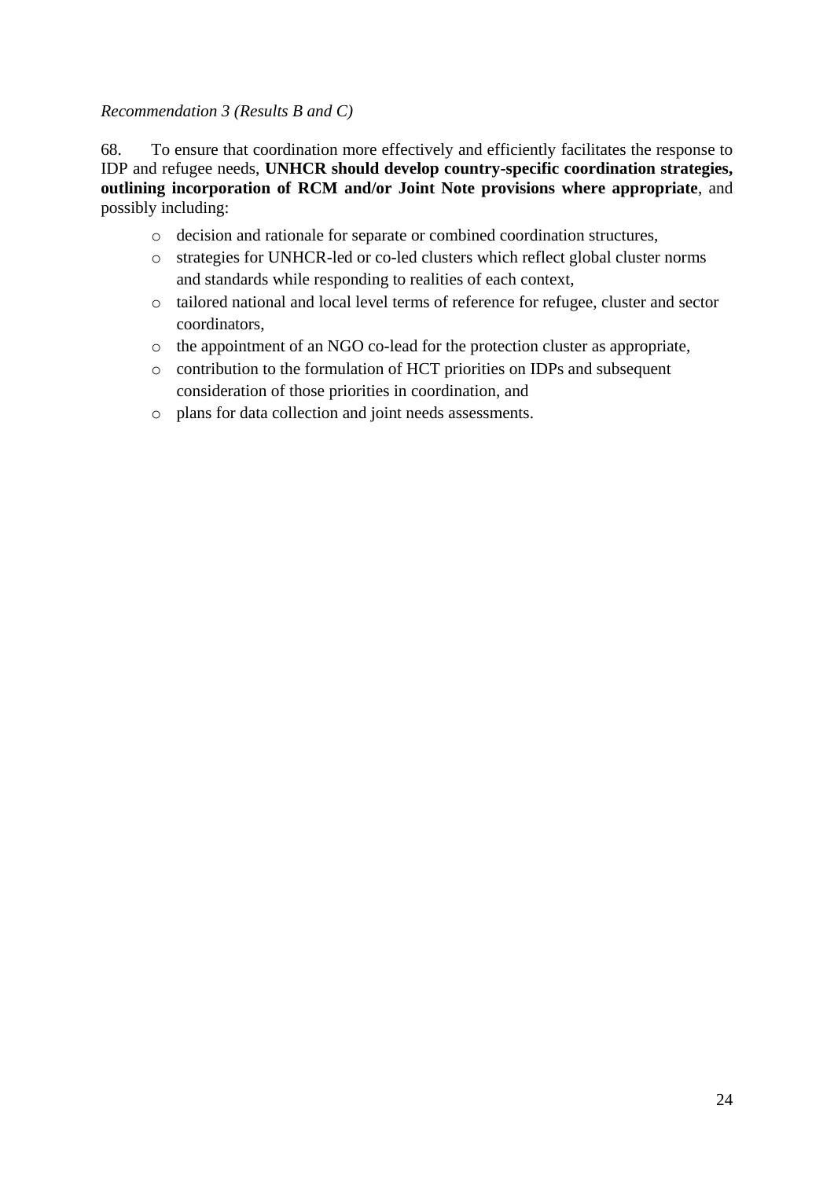*Recommendation 3 (Results B and C)*

68. To ensure that coordination more effectively and efficiently facilitates the response to IDP and refugee needs, **UNHCR should develop country-specific coordination strategies, outlining incorporation of RCM and/or Joint Note provisions where appropriate**, and possibly including:

- decision and rationale for separate or combined coordination structures,
- strategies for UNHCR-led or co-led clusters which reflect global cluster norms and standards while responding to realities of each context,
- tailored national and local level terms of reference for refugee, cluster and sector coordinators,
- the appointment of an NGO co-lead for the protection cluster as appropriate,
- contribution to the formulation of HCT priorities on IDPs and subsequent consideration of those priorities in coordination, and
- plans for data collection and joint needs assessments.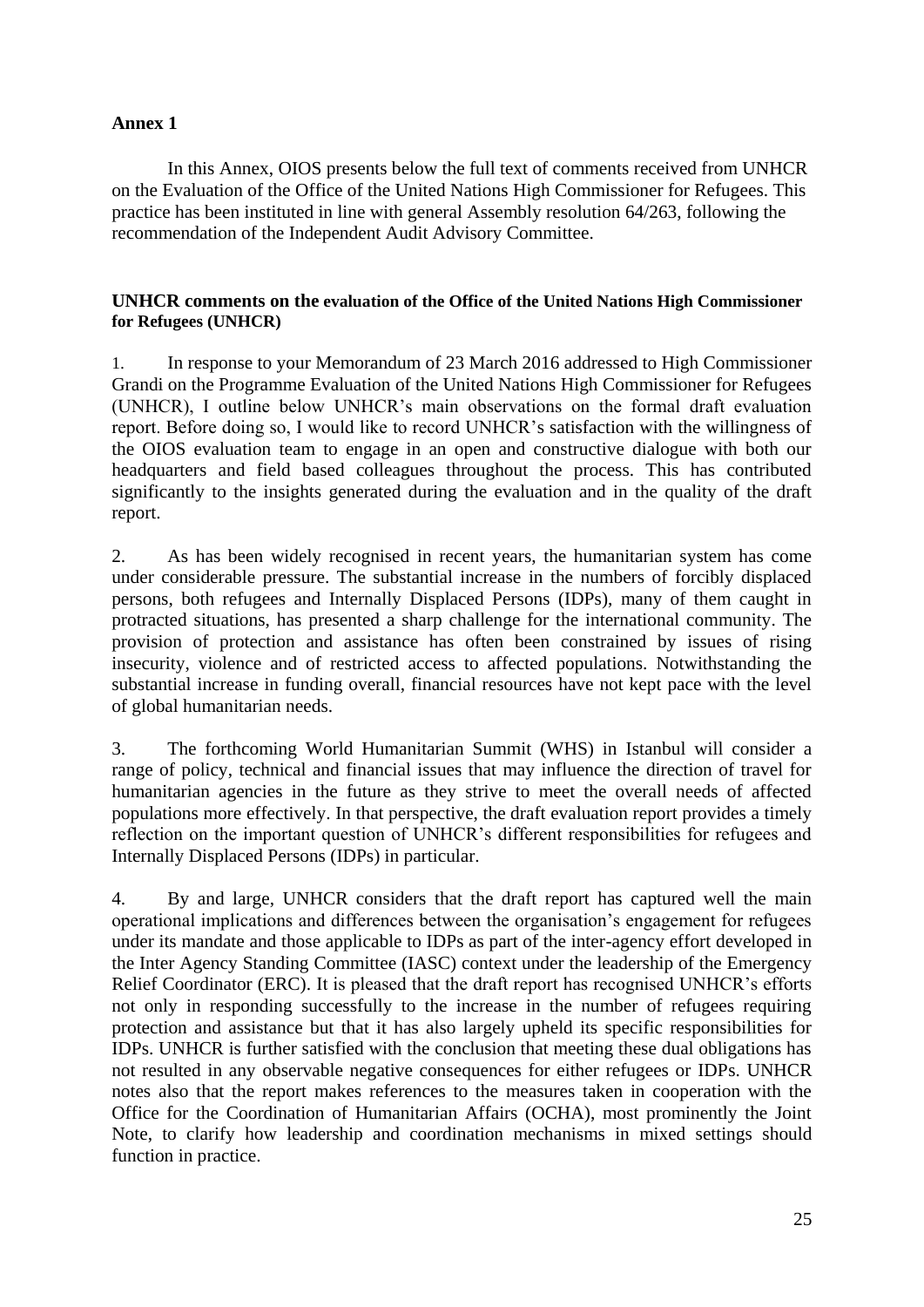**Annex 1**

In this Annex, OIOS presents below the full text of comments received from UNHCR on the Evaluation of the Office of the United Nations High Commissioner for Refugees. This practice has been instituted in line with general Assembly resolution 64/263, following the recommendation of the Independent Audit Advisory Committee.

**UNHCR comments on the evaluation of the Office of the United Nations High Commissioner for Refugees (UNHCR)**

1. In response to your Memorandum of 23 March 2016 addressed to High Commissioner Grandi on the Programme Evaluation of the United Nations High Commissioner for Refugees (UNHCR), I outline below UNHCR's main observations on the formal draft evaluation report. Before doing so, I would like to record UNHCR's satisfaction with the willingness of the OIOS evaluation team to engage in an open and constructive dialogue with both our headquarters and field based colleagues throughout the process. This has contributed significantly to the insights generated during the evaluation and in the quality of the draft report.

2. As has been widely recognised in recent years, the humanitarian system has come under considerable pressure. The substantial increase in the numbers of forcibly displaced persons, both refugees and Internally Displaced Persons (IDPs), many of them caught in protracted situations, has presented a sharp challenge for the international community. The provision of protection and assistance has often been constrained by issues of rising insecurity, violence and of restricted access to affected populations. Notwithstanding the substantial increase in funding overall, financial resources have not kept pace with the level of global humanitarian needs.

3. The forthcoming World Humanitarian Summit (WHS) in Istanbul will consider a range of policy, technical and financial issues that may influence the direction of travel for humanitarian agencies in the future as they strive to meet the overall needs of affected populations more effectively. In that perspective, the draft evaluation report provides a timely reflection on the important question of UNHCR's different responsibilities for refugees and Internally Displaced Persons (IDPs) in particular.

4. By and large, UNHCR considers that the draft report has captured well the main operational implications and differences between the organisation's engagement for refugees under its mandate and those applicable to IDPs as part of the inter-agency effort developed in the Inter Agency Standing Committee (IASC) context under the leadership of the Emergency Relief Coordinator (ERC). It is pleased that the draft report has recognised UNHCR's efforts not only in responding successfully to the increase in the number of refugees requiring protection and assistance but that it has also largely upheld its specific responsibilities for IDPs. UNHCR is further satisfied with the conclusion that meeting these dual obligations has not resulted in any observable negative consequences for either refugees or IDPs. UNHCR notes also that the report makes references to the measures taken in cooperation with the Office for the Coordination of Humanitarian Affairs (OCHA), most prominently the Joint Note, to clarify how leadership and coordination mechanisms in mixed settings should function in practice.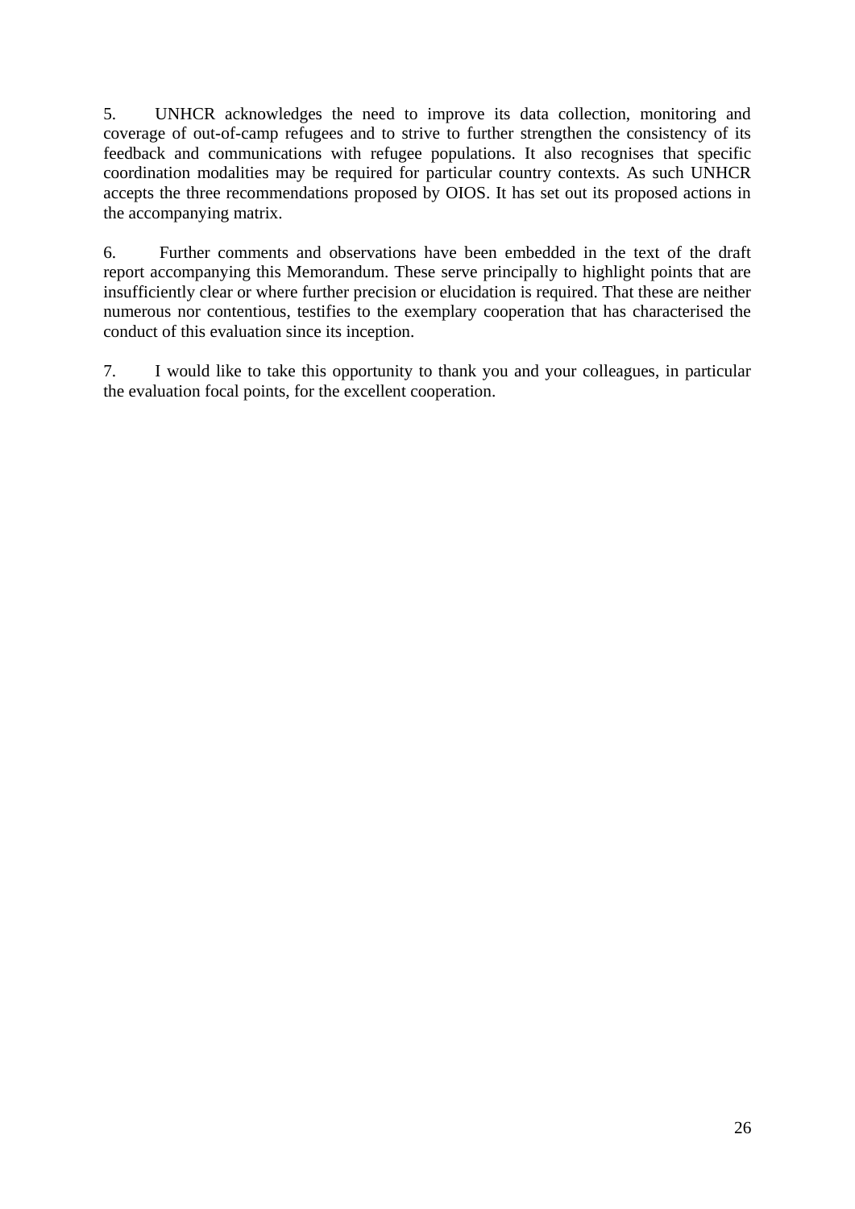5. UNHCR acknowledges the need to improve its data collection, monitoring and coverage of out-of-camp refugees and to strive to further strengthen the consistency of its feedback and communications with refugee populations. It also recognises that specific coordination modalities may be required for particular country contexts. As such UNHCR accepts the three recommendations proposed by OIOS. It has set out its proposed actions in the accompanying matrix.

6. Further comments and observations have been embedded in the text of the draft report accompanying this Memorandum. These serve principally to highlight points that are insufficiently clear or where further precision or elucidation is required. That these are neither numerous nor contentious, testifies to the exemplary cooperation that has characterised the conduct of this evaluation since its inception.

7. I would like to take this opportunity to thank you and your colleagues, in particular the evaluation focal points, for the excellent cooperation.